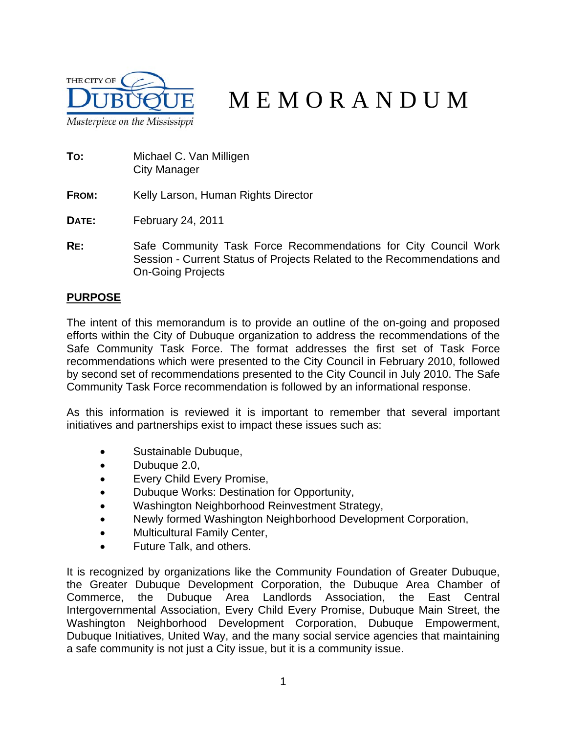THE CITY OF DUBUQUE
*Masterpiece on the Mississippi*

# MEMORANDUM

**TO:** Michael C. Van Milligen
City Manager

**FROM:** Kelly Larson, Human Rights Director

**DATE:** February 24, 2011

**RE:** Safe Community Task Force Recommendations for City Council Work Session - Current Status of Projects Related to the Recommendations and On-Going Projects

## PURPOSE

The intent of this memorandum is to provide an outline of the on-going and proposed efforts within the City of Dubuque organization to address the recommendations of the Safe Community Task Force. The format addresses the first set of Task Force recommendations which were presented to the City Council in February 2010, followed by second set of recommendations presented to the City Council in July 2010. The Safe Community Task Force recommendation is followed by an informational response.

As this information is reviewed it is important to remember that several important initiatives and partnerships exist to impact these issues such as:

- Sustainable Dubuque,
- Dubuque 2.0,
- Every Child Every Promise,
- Dubuque Works: Destination for Opportunity,
- Washington Neighborhood Reinvestment Strategy,
- Newly formed Washington Neighborhood Development Corporation,
- Multicultural Family Center,
- Future Talk, and others.

It is recognized by organizations like the Community Foundation of Greater Dubuque, the Greater Dubuque Development Corporation, the Dubuque Area Chamber of Commerce, the Dubuque Area Landlords Association, the East Central Intergovernmental Association, Every Child Every Promise, Dubuque Main Street, the Washington Neighborhood Development Corporation, Dubuque Empowerment, Dubuque Initiatives, United Way, and the many social service agencies that maintaining a safe community is not just a City issue, but it is a community issue.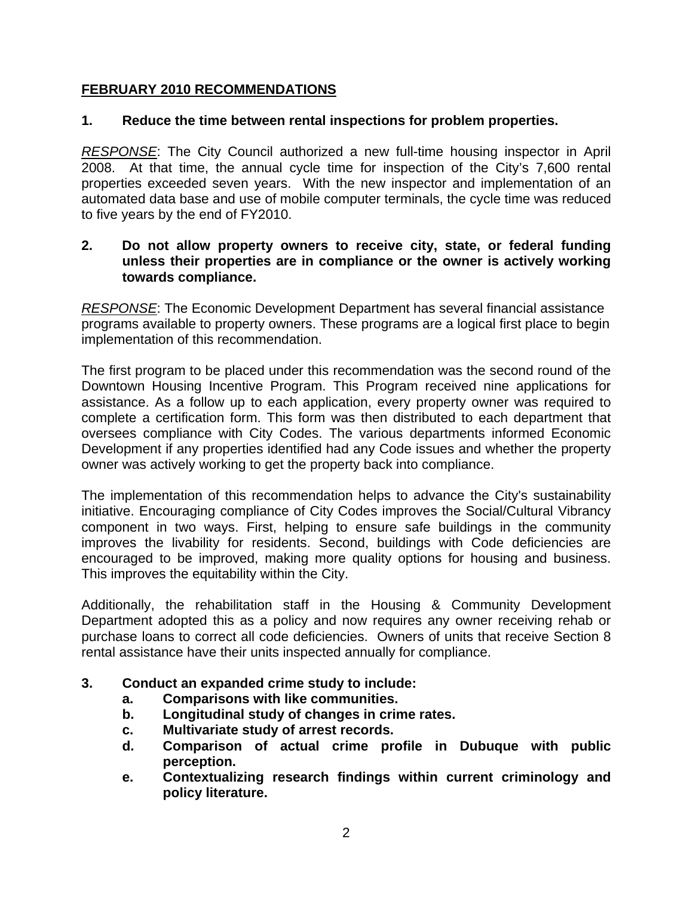## FEBRUARY 2010 RECOMMENDATIONS

**1. Reduce the time between rental inspections for problem properties.**

*RESPONSE*: The City Council authorized a new full-time housing inspector in April 2008. At that time, the annual cycle time for inspection of the City's 7,600 rental properties exceeded seven years. With the new inspector and implementation of an automated data base and use of mobile computer terminals, the cycle time was reduced to five years by the end of FY2010.

**2. Do not allow property owners to receive city, state, or federal funding unless their properties are in compliance or the owner is actively working towards compliance.**

*RESPONSE*: The Economic Development Department has several financial assistance programs available to property owners. These programs are a logical first place to begin implementation of this recommendation.

The first program to be placed under this recommendation was the second round of the Downtown Housing Incentive Program. This Program received nine applications for assistance. As a follow up to each application, every property owner was required to complete a certification form. This form was then distributed to each department that oversees compliance with City Codes. The various departments informed Economic Development if any properties identified had any Code issues and whether the property owner was actively working to get the property back into compliance.

The implementation of this recommendation helps to advance the City's sustainability initiative. Encouraging compliance of City Codes improves the Social/Cultural Vibrancy component in two ways. First, helping to ensure safe buildings in the community improves the livability for residents. Second, buildings with Code deficiencies are encouraged to be improved, making more quality options for housing and business. This improves the equitability within the City.

Additionally, the rehabilitation staff in the Housing & Community Development Department adopted this as a policy and now requires any owner receiving rehab or purchase loans to correct all code deficiencies. Owners of units that receive Section 8 rental assistance have their units inspected annually for compliance.

**3. Conduct an expanded crime study to include:**

- **a. Comparisons with like communities.**
- **b. Longitudinal study of changes in crime rates.**
- **c. Multivariate study of arrest records.**
- **d. Comparison of actual crime profile in Dubuque with public perception.**
- **e. Contextualizing research findings within current criminology and policy literature.**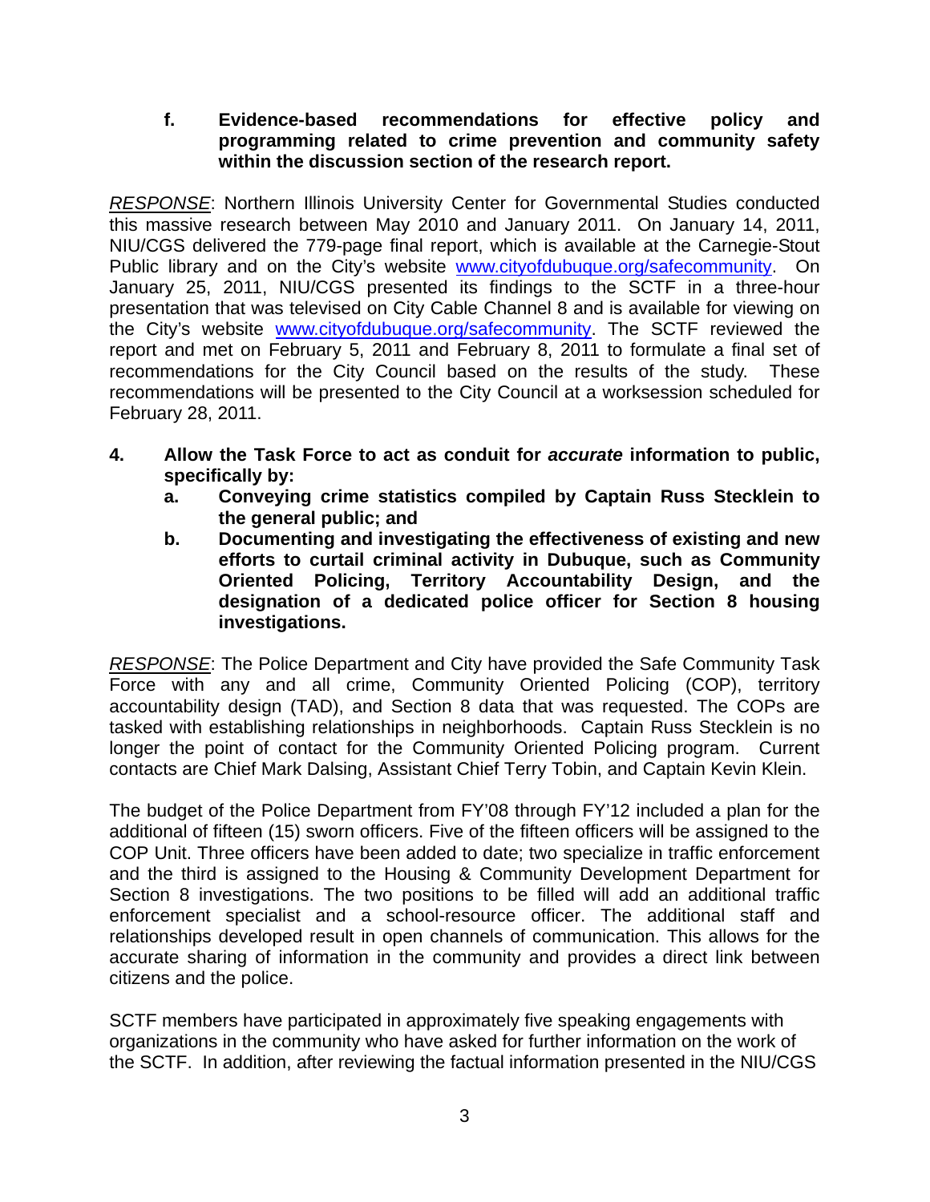f. **Evidence-based recommendations for effective policy and programming related to crime prevention and community safety within the discussion section of the research report.**

*RESPONSE*: Northern Illinois University Center for Governmental Studies conducted this massive research between May 2010 and January 2011. On January 14, 2011, NIU/CGS delivered the 779-page final report, which is available at the Carnegie-Stout Public library and on the City's website www.cityofdubuque.org/safecommunity. On January 25, 2011, NIU/CGS presented its findings to the SCTF in a three-hour presentation that was televised on City Cable Channel 8 and is available for viewing on the City's website www.cityofdubuque.org/safecommunity. The SCTF reviewed the report and met on February 5, 2011 and February 8, 2011 to formulate a final set of recommendations for the City Council based on the results of the study. These recommendations will be presented to the City Council at a worksession scheduled for February 28, 2011.

4. **Allow the Task Force to act as conduit for *accurate* information to public, specifically by:**
   a. **Conveying crime statistics compiled by Captain Russ Stecklein to the general public; and**
   b. **Documenting and investigating the effectiveness of existing and new efforts to curtail criminal activity in Dubuque, such as Community Oriented Policing, Territory Accountability Design, and the designation of a dedicated police officer for Section 8 housing investigations.**

*RESPONSE*: The Police Department and City have provided the Safe Community Task Force with any and all crime, Community Oriented Policing (COP), territory accountability design (TAD), and Section 8 data that was requested. The COPs are tasked with establishing relationships in neighborhoods. Captain Russ Stecklein is no longer the point of contact for the Community Oriented Policing program. Current contacts are Chief Mark Dalsing, Assistant Chief Terry Tobin, and Captain Kevin Klein.

The budget of the Police Department from FY'08 through FY'12 included a plan for the additional of fifteen (15) sworn officers. Five of the fifteen officers will be assigned to the COP Unit. Three officers have been added to date; two specialize in traffic enforcement and the third is assigned to the Housing & Community Development Department for Section 8 investigations. The two positions to be filled will add an additional traffic enforcement specialist and a school-resource officer. The additional staff and relationships developed result in open channels of communication. This allows for the accurate sharing of information in the community and provides a direct link between citizens and the police.

SCTF members have participated in approximately five speaking engagements with organizations in the community who have asked for further information on the work of the SCTF. In addition, after reviewing the factual information presented in the NIU/CGS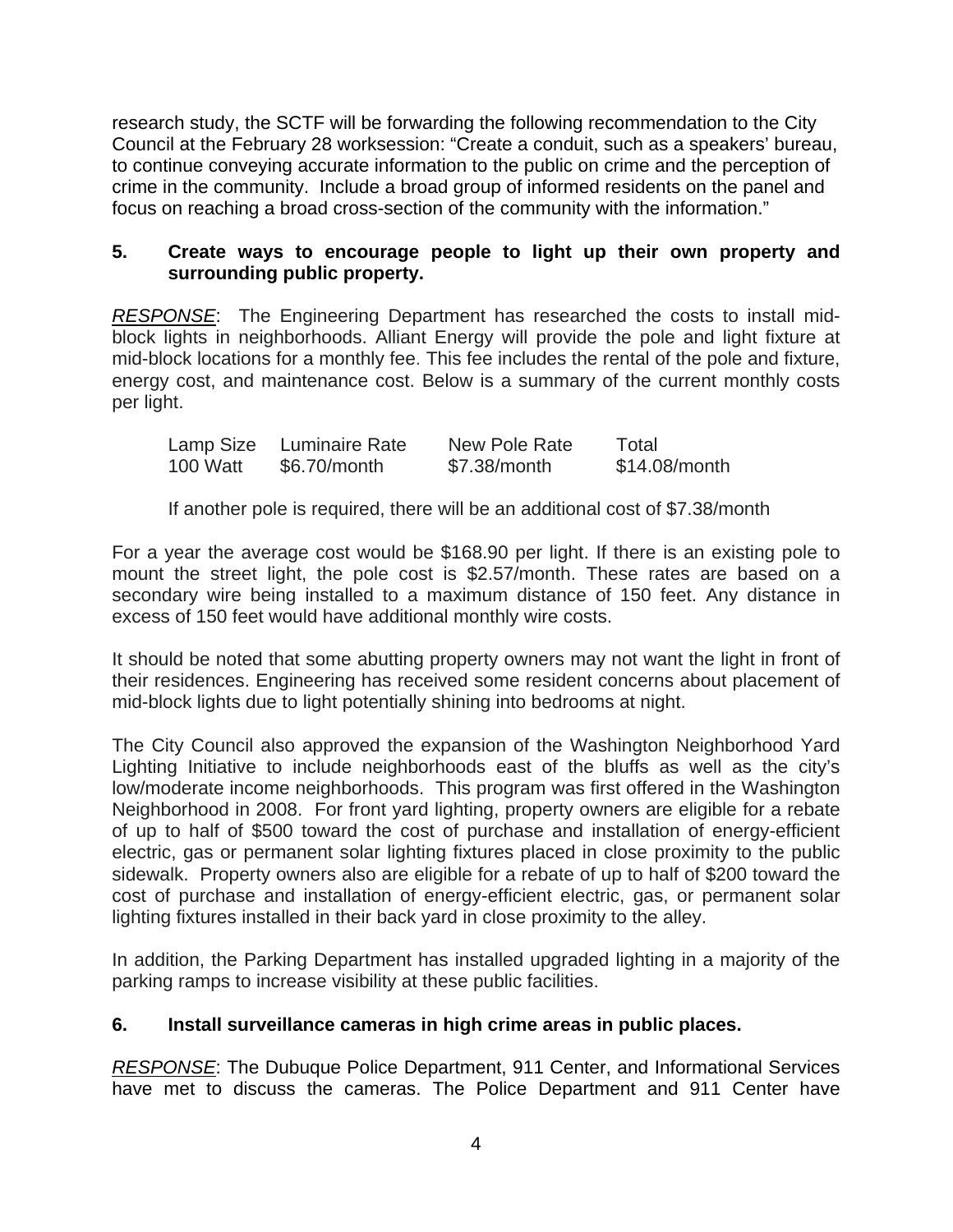research study, the SCTF will be forwarding the following recommendation to the City Council at the February 28 worksession: "Create a conduit, such as a speakers' bureau, to continue conveying accurate information to the public on crime and the perception of crime in the community. Include a broad group of informed residents on the panel and focus on reaching a broad cross-section of the community with the information."

**5. Create ways to encourage people to light up their own property and surrounding public property.**

*RESPONSE*: The Engineering Department has researched the costs to install mid-block lights in neighborhoods. Alliant Energy will provide the pole and light fixture at mid-block locations for a monthly fee. This fee includes the rental of the pole and fixture, energy cost, and maintenance cost. Below is a summary of the current monthly costs per light.

| Lamp Size | Luminaire Rate | New Pole Rate | Total |
|---|---|---|---|
| 100 Watt | $6.70/month | $7.38/month | $14.08/month |

If another pole is required, there will be an additional cost of $7.38/month

For a year the average cost would be $168.90 per light. If there is an existing pole to mount the street light, the pole cost is $2.57/month. These rates are based on a secondary wire being installed to a maximum distance of 150 feet. Any distance in excess of 150 feet would have additional monthly wire costs.

It should be noted that some abutting property owners may not want the light in front of their residences. Engineering has received some resident concerns about placement of mid-block lights due to light potentially shining into bedrooms at night.

The City Council also approved the expansion of the Washington Neighborhood Yard Lighting Initiative to include neighborhoods east of the bluffs as well as the city's low/moderate income neighborhoods. This program was first offered in the Washington Neighborhood in 2008. For front yard lighting, property owners are eligible for a rebate of up to half of $500 toward the cost of purchase and installation of energy-efficient electric, gas or permanent solar lighting fixtures placed in close proximity to the public sidewalk. Property owners also are eligible for a rebate of up to half of $200 toward the cost of purchase and installation of energy-efficient electric, gas, or permanent solar lighting fixtures installed in their back yard in close proximity to the alley.

In addition, the Parking Department has installed upgraded lighting in a majority of the parking ramps to increase visibility at these public facilities.

**6. Install surveillance cameras in high crime areas in public places.**

*RESPONSE*: The Dubuque Police Department, 911 Center, and Informational Services have met to discuss the cameras. The Police Department and 911 Center have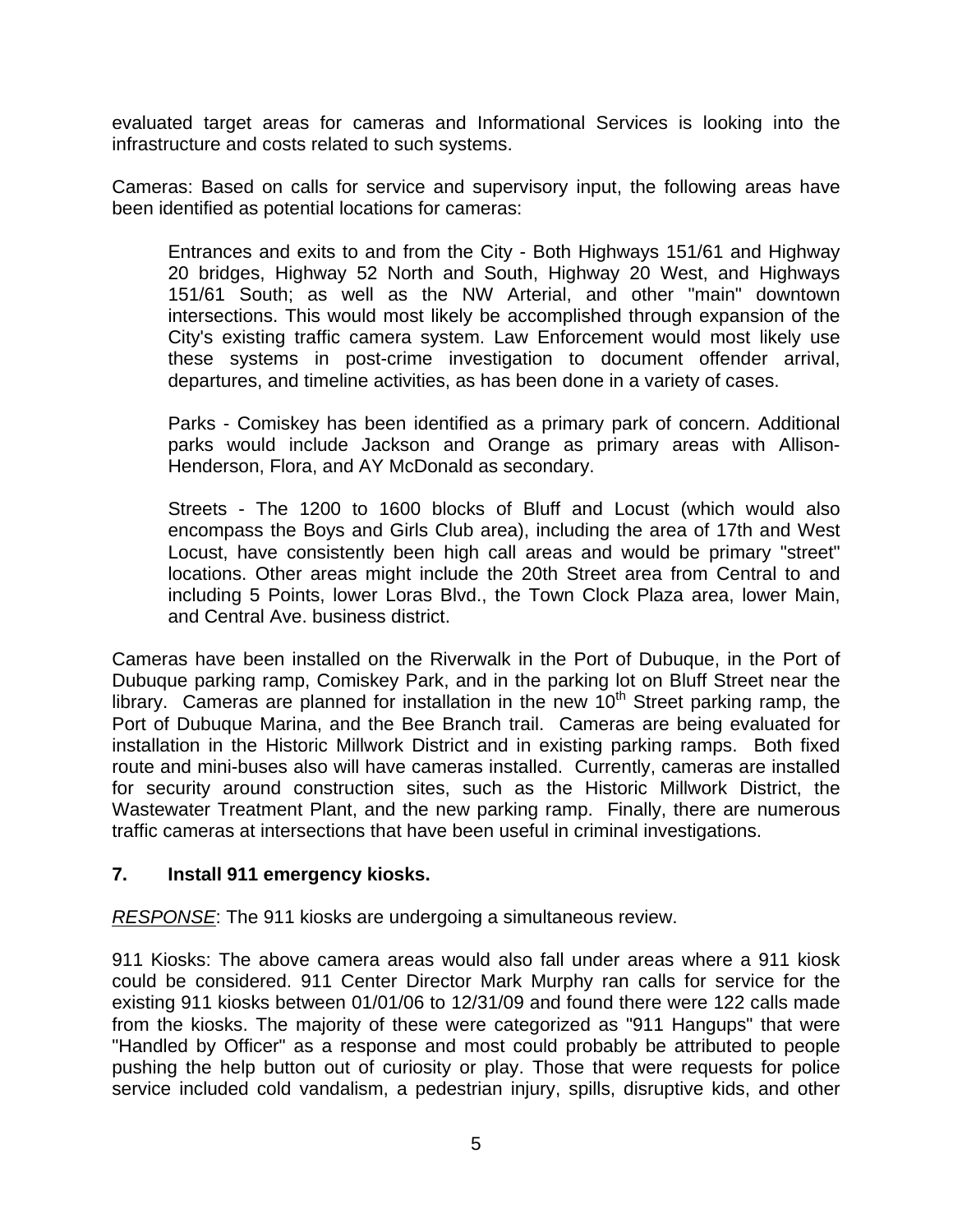evaluated target areas for cameras and Informational Services is looking into the infrastructure and costs related to such systems.

Cameras: Based on calls for service and supervisory input, the following areas have been identified as potential locations for cameras:

> Entrances and exits to and from the City - Both Highways 151/61 and Highway 20 bridges, Highway 52 North and South, Highway 20 West, and Highways 151/61 South; as well as the NW Arterial, and other "main" downtown intersections. This would most likely be accomplished through expansion of the City's existing traffic camera system. Law Enforcement would most likely use these systems in post-crime investigation to document offender arrival, departures, and timeline activities, as has been done in a variety of cases.
>
> Parks - Comiskey has been identified as a primary park of concern. Additional parks would include Jackson and Orange as primary areas with Allison-Henderson, Flora, and AY McDonald as secondary.
>
> Streets - The 1200 to 1600 blocks of Bluff and Locust (which would also encompass the Boys and Girls Club area), including the area of 17th and West Locust, have consistently been high call areas and would be primary "street" locations. Other areas might include the 20th Street area from Central to and including 5 Points, lower Loras Blvd., the Town Clock Plaza area, lower Main, and Central Ave. business district.

Cameras have been installed on the Riverwalk in the Port of Dubuque, in the Port of Dubuque parking ramp, Comiskey Park, and in the parking lot on Bluff Street near the library. Cameras are planned for installation in the new 10th Street parking ramp, the Port of Dubuque Marina, and the Bee Branch trail. Cameras are being evaluated for installation in the Historic Millwork District and in existing parking ramps. Both fixed route and mini-buses also will have cameras installed. Currently, cameras are installed for security around construction sites, such as the Historic Millwork District, the Wastewater Treatment Plant, and the new parking ramp. Finally, there are numerous traffic cameras at intersections that have been useful in criminal investigations.

**7. Install 911 emergency kiosks.**

*RESPONSE*: The 911 kiosks are undergoing a simultaneous review.

911 Kiosks: The above camera areas would also fall under areas where a 911 kiosk could be considered. 911 Center Director Mark Murphy ran calls for service for the existing 911 kiosks between 01/01/06 to 12/31/09 and found there were 122 calls made from the kiosks. The majority of these were categorized as "911 Hangups" that were "Handled by Officer" as a response and most could probably be attributed to people pushing the help button out of curiosity or play. Those that were requests for police service included cold vandalism, a pedestrian injury, spills, disruptive kids, and other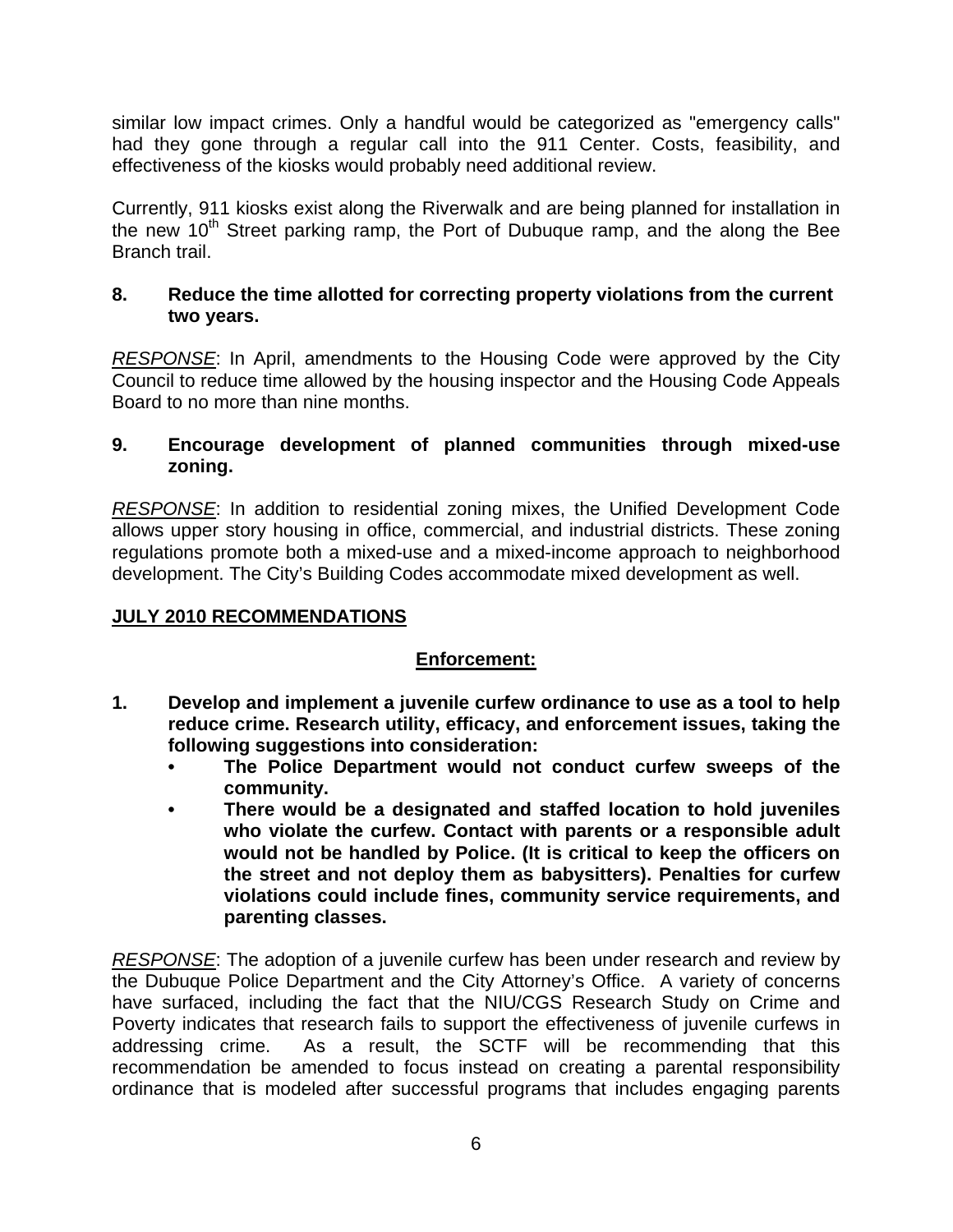similar low impact crimes. Only a handful would be categorized as "emergency calls" had they gone through a regular call into the 911 Center. Costs, feasibility, and effectiveness of the kiosks would probably need additional review.

Currently, 911 kiosks exist along the Riverwalk and are being planned for installation in the new 10th Street parking ramp, the Port of Dubuque ramp, and the along the Bee Branch trail.

**8. Reduce the time allotted for correcting property violations from the current two years.**

*RESPONSE*: In April, amendments to the Housing Code were approved by the City Council to reduce time allowed by the housing inspector and the Housing Code Appeals Board to no more than nine months.

**9. Encourage development of planned communities through mixed-use zoning.**

*RESPONSE*: In addition to residential zoning mixes, the Unified Development Code allows upper story housing in office, commercial, and industrial districts. These zoning regulations promote both a mixed-use and a mixed-income approach to neighborhood development. The City's Building Codes accommodate mixed development as well.

## JULY 2010 RECOMMENDATIONS

### Enforcement:

**1. Develop and implement a juvenile curfew ordinance to use as a tool to help reduce crime. Research utility, efficacy, and enforcement issues, taking the following suggestions into consideration:**

- **The Police Department would not conduct curfew sweeps of the community.**
- **There would be a designated and staffed location to hold juveniles who violate the curfew. Contact with parents or a responsible adult would not be handled by Police. (It is critical to keep the officers on the street and not deploy them as babysitters). Penalties for curfew violations could include fines, community service requirements, and parenting classes.**

*RESPONSE*: The adoption of a juvenile curfew has been under research and review by the Dubuque Police Department and the City Attorney's Office. A variety of concerns have surfaced, including the fact that the NIU/CGS Research Study on Crime and Poverty indicates that research fails to support the effectiveness of juvenile curfews in addressing crime. As a result, the SCTF will be recommending that this recommendation be amended to focus instead on creating a parental responsibility ordinance that is modeled after successful programs that includes engaging parents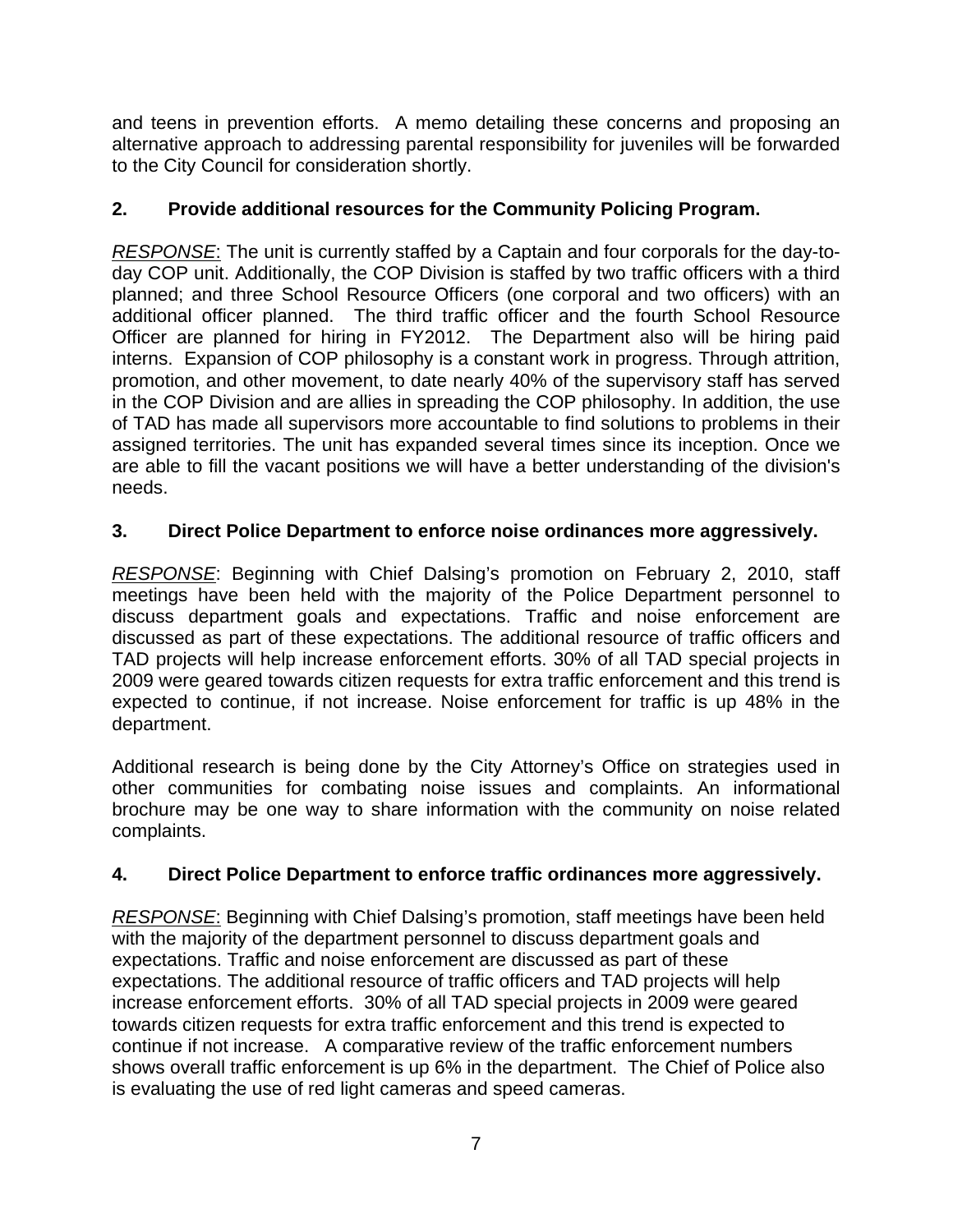and teens in prevention efforts. A memo detailing these concerns and proposing an alternative approach to addressing parental responsibility for juveniles will be forwarded to the City Council for consideration shortly.

**2. Provide additional resources for the Community Policing Program.**

*RESPONSE*: The unit is currently staffed by a Captain and four corporals for the day-to-day COP unit. Additionally, the COP Division is staffed by two traffic officers with a third planned; and three School Resource Officers (one corporal and two officers) with an additional officer planned. The third traffic officer and the fourth School Resource Officer are planned for hiring in FY2012. The Department also will be hiring paid interns. Expansion of COP philosophy is a constant work in progress. Through attrition, promotion, and other movement, to date nearly 40% of the supervisory staff has served in the COP Division and are allies in spreading the COP philosophy. In addition, the use of TAD has made all supervisors more accountable to find solutions to problems in their assigned territories. The unit has expanded several times since its inception. Once we are able to fill the vacant positions we will have a better understanding of the division's needs.

**3. Direct Police Department to enforce noise ordinances more aggressively.**

*RESPONSE*: Beginning with Chief Dalsing's promotion on February 2, 2010, staff meetings have been held with the majority of the Police Department personnel to discuss department goals and expectations. Traffic and noise enforcement are discussed as part of these expectations. The additional resource of traffic officers and TAD projects will help increase enforcement efforts. 30% of all TAD special projects in 2009 were geared towards citizen requests for extra traffic enforcement and this trend is expected to continue, if not increase. Noise enforcement for traffic is up 48% in the department.

Additional research is being done by the City Attorney's Office on strategies used in other communities for combating noise issues and complaints. An informational brochure may be one way to share information with the community on noise related complaints.

**4. Direct Police Department to enforce traffic ordinances more aggressively.**

*RESPONSE*: Beginning with Chief Dalsing's promotion, staff meetings have been held with the majority of the department personnel to discuss department goals and expectations. Traffic and noise enforcement are discussed as part of these expectations. The additional resource of traffic officers and TAD projects will help increase enforcement efforts. 30% of all TAD special projects in 2009 were geared towards citizen requests for extra traffic enforcement and this trend is expected to continue if not increase. A comparative review of the traffic enforcement numbers shows overall traffic enforcement is up 6% in the department. The Chief of Police also is evaluating the use of red light cameras and speed cameras.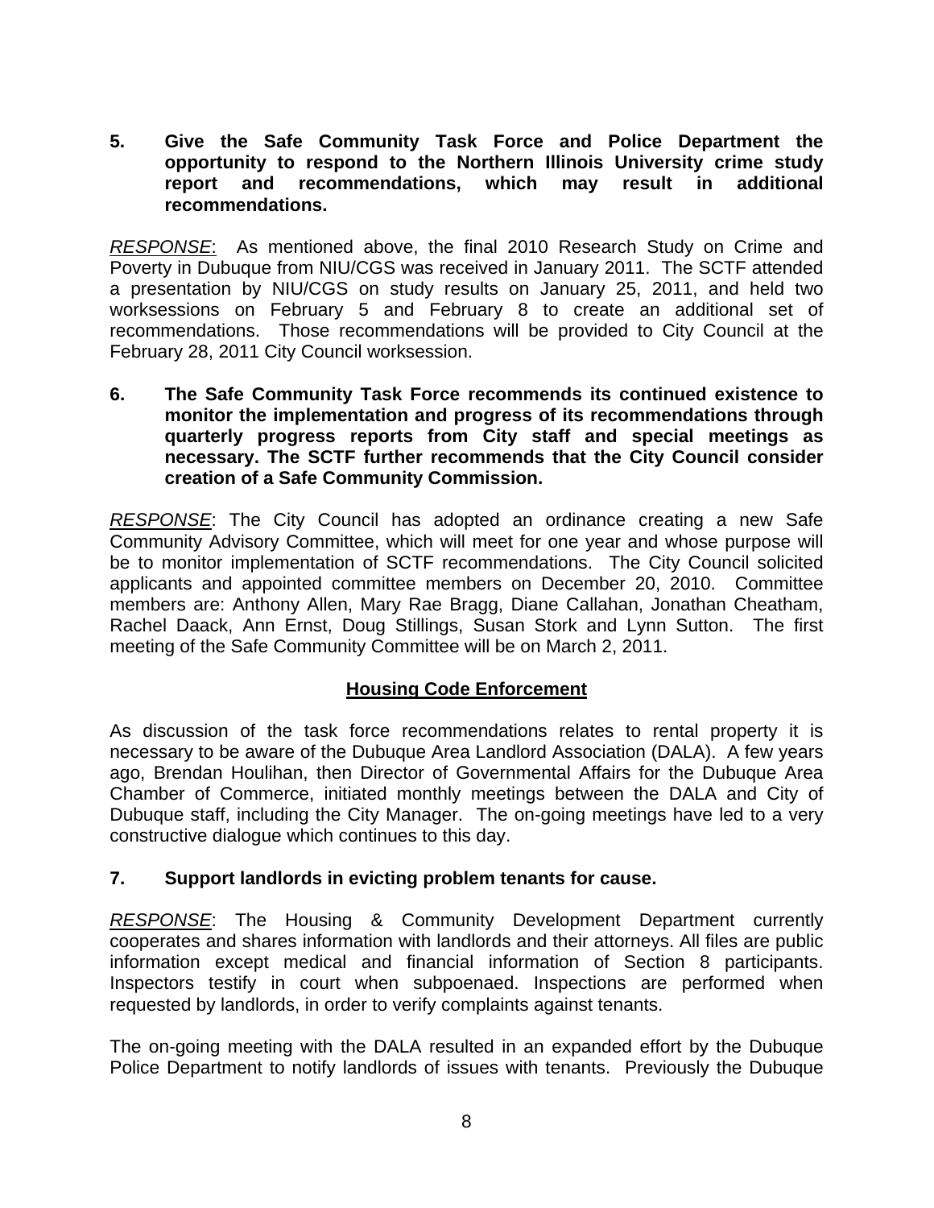**5. Give the Safe Community Task Force and Police Department the opportunity to respond to the Northern Illinois University crime study report and recommendations, which may result in additional recommendations.**

*RESPONSE*: As mentioned above, the final 2010 Research Study on Crime and Poverty in Dubuque from NIU/CGS was received in January 2011. The SCTF attended a presentation by NIU/CGS on study results on January 25, 2011, and held two worksessions on February 5 and February 8 to create an additional set of recommendations. Those recommendations will be provided to City Council at the February 28, 2011 City Council worksession.

**6. The Safe Community Task Force recommends its continued existence to monitor the implementation and progress of its recommendations through quarterly progress reports from City staff and special meetings as necessary. The SCTF further recommends that the City Council consider creation of a Safe Community Commission.**

*RESPONSE*: The City Council has adopted an ordinance creating a new Safe Community Advisory Committee, which will meet for one year and whose purpose will be to monitor implementation of SCTF recommendations. The City Council solicited applicants and appointed committee members on December 20, 2010. Committee members are: Anthony Allen, Mary Rae Bragg, Diane Callahan, Jonathan Cheatham, Rachel Daack, Ann Ernst, Doug Stillings, Susan Stork and Lynn Sutton. The first meeting of the Safe Community Committee will be on March 2, 2011.

## Housing Code Enforcement

As discussion of the task force recommendations relates to rental property it is necessary to be aware of the Dubuque Area Landlord Association (DALA). A few years ago, Brendan Houlihan, then Director of Governmental Affairs for the Dubuque Area Chamber of Commerce, initiated monthly meetings between the DALA and City of Dubuque staff, including the City Manager. The on-going meetings have led to a very constructive dialogue which continues to this day.

**7. Support landlords in evicting problem tenants for cause.**

*RESPONSE*: The Housing & Community Development Department currently cooperates and shares information with landlords and their attorneys. All files are public information except medical and financial information of Section 8 participants. Inspectors testify in court when subpoenaed. Inspections are performed when requested by landlords, in order to verify complaints against tenants.

The on-going meeting with the DALA resulted in an expanded effort by the Dubuque Police Department to notify landlords of issues with tenants. Previously the Dubuque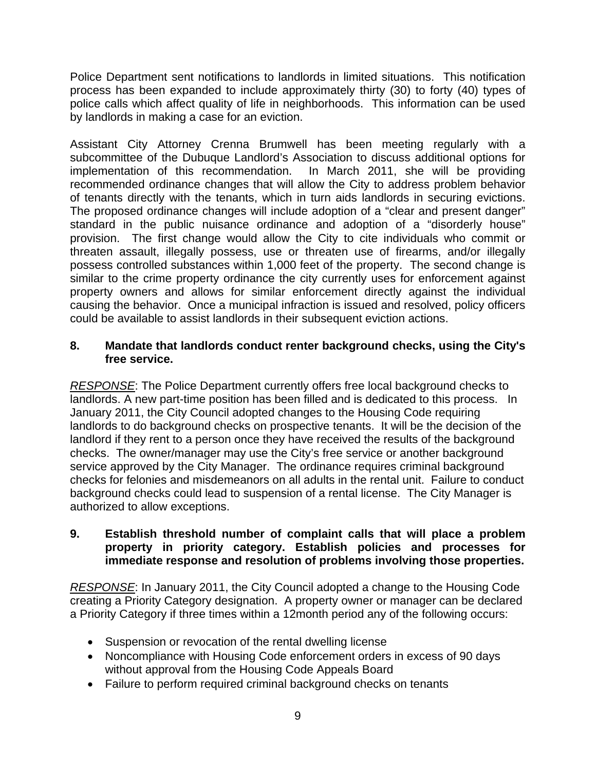Police Department sent notifications to landlords in limited situations. This notification process has been expanded to include approximately thirty (30) to forty (40) types of police calls which affect quality of life in neighborhoods. This information can be used by landlords in making a case for an eviction.

Assistant City Attorney Crenna Brumwell has been meeting regularly with a subcommittee of the Dubuque Landlord's Association to discuss additional options for implementation of this recommendation. In March 2011, she will be providing recommended ordinance changes that will allow the City to address problem behavior of tenants directly with the tenants, which in turn aids landlords in securing evictions. The proposed ordinance changes will include adoption of a "clear and present danger" standard in the public nuisance ordinance and adoption of a "disorderly house" provision. The first change would allow the City to cite individuals who commit or threaten assault, illegally possess, use or threaten use of firearms, and/or illegally possess controlled substances within 1,000 feet of the property. The second change is similar to the crime property ordinance the city currently uses for enforcement against property owners and allows for similar enforcement directly against the individual causing the behavior. Once a municipal infraction is issued and resolved, policy officers could be available to assist landlords in their subsequent eviction actions.

**8. Mandate that landlords conduct renter background checks, using the City's free service.**

*RESPONSE*: The Police Department currently offers free local background checks to landlords. A new part-time position has been filled and is dedicated to this process. In January 2011, the City Council adopted changes to the Housing Code requiring landlords to do background checks on prospective tenants. It will be the decision of the landlord if they rent to a person once they have received the results of the background checks. The owner/manager may use the City's free service or another background service approved by the City Manager. The ordinance requires criminal background checks for felonies and misdemeanors on all adults in the rental unit. Failure to conduct background checks could lead to suspension of a rental license. The City Manager is authorized to allow exceptions.

**9. Establish threshold number of complaint calls that will place a problem property in priority category. Establish policies and processes for immediate response and resolution of problems involving those properties.**

*RESPONSE*: In January 2011, the City Council adopted a change to the Housing Code creating a Priority Category designation. A property owner or manager can be declared a Priority Category if three times within a 12month period any of the following occurs:

- Suspension or revocation of the rental dwelling license
- Noncompliance with Housing Code enforcement orders in excess of 90 days without approval from the Housing Code Appeals Board
- Failure to perform required criminal background checks on tenants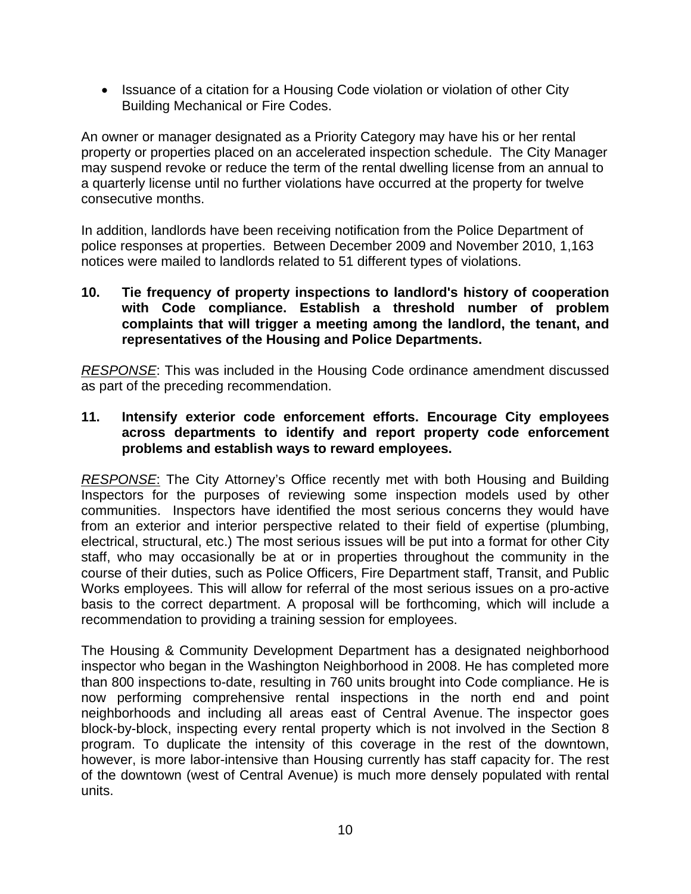- Issuance of a citation for a Housing Code violation or violation of other City Building Mechanical or Fire Codes.

An owner or manager designated as a Priority Category may have his or her rental property or properties placed on an accelerated inspection schedule. The City Manager may suspend revoke or reduce the term of the rental dwelling license from an annual to a quarterly license until no further violations have occurred at the property for twelve consecutive months.

In addition, landlords have been receiving notification from the Police Department of police responses at properties. Between December 2009 and November 2010, 1,163 notices were mailed to landlords related to 51 different types of violations.

**10. Tie frequency of property inspections to landlord's history of cooperation with Code compliance. Establish a threshold number of problem complaints that will trigger a meeting among the landlord, the tenant, and representatives of the Housing and Police Departments.**

*RESPONSE*: This was included in the Housing Code ordinance amendment discussed as part of the preceding recommendation.

**11. Intensify exterior code enforcement efforts. Encourage City employees across departments to identify and report property code enforcement problems and establish ways to reward employees.**

*RESPONSE*: The City Attorney's Office recently met with both Housing and Building Inspectors for the purposes of reviewing some inspection models used by other communities. Inspectors have identified the most serious concerns they would have from an exterior and interior perspective related to their field of expertise (plumbing, electrical, structural, etc.) The most serious issues will be put into a format for other City staff, who may occasionally be at or in properties throughout the community in the course of their duties, such as Police Officers, Fire Department staff, Transit, and Public Works employees. This will allow for referral of the most serious issues on a pro-active basis to the correct department. A proposal will be forthcoming, which will include a recommendation to providing a training session for employees.

The Housing & Community Development Department has a designated neighborhood inspector who began in the Washington Neighborhood in 2008. He has completed more than 800 inspections to-date, resulting in 760 units brought into Code compliance. He is now performing comprehensive rental inspections in the north end and point neighborhoods and including all areas east of Central Avenue. The inspector goes block-by-block, inspecting every rental property which is not involved in the Section 8 program. To duplicate the intensity of this coverage in the rest of the downtown, however, is more labor-intensive than Housing currently has staff capacity for. The rest of the downtown (west of Central Avenue) is much more densely populated with rental units.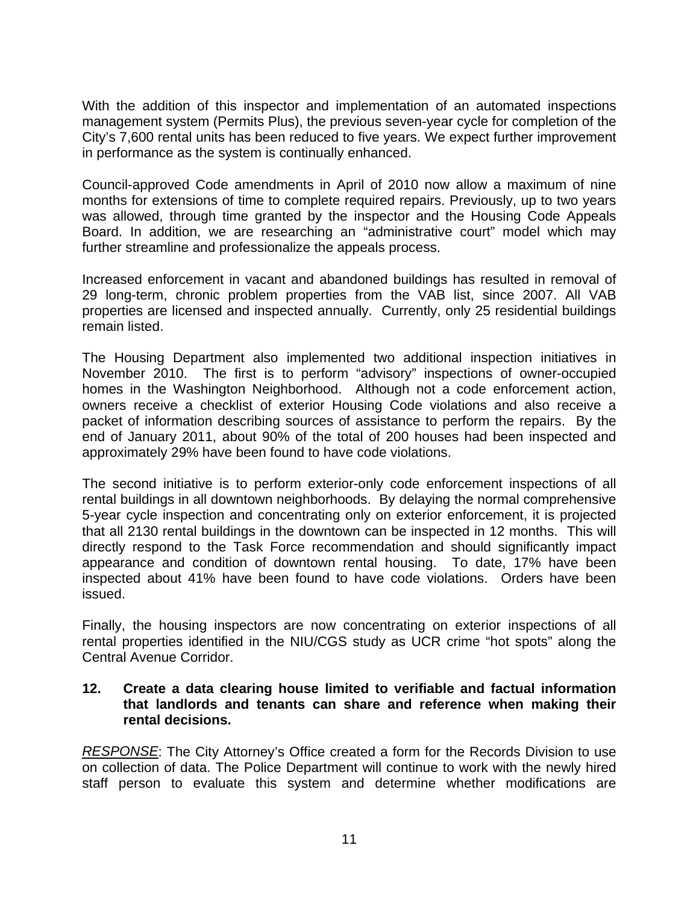With the addition of this inspector and implementation of an automated inspections management system (Permits Plus), the previous seven-year cycle for completion of the City's 7,600 rental units has been reduced to five years. We expect further improvement in performance as the system is continually enhanced.

Council-approved Code amendments in April of 2010 now allow a maximum of nine months for extensions of time to complete required repairs. Previously, up to two years was allowed, through time granted by the inspector and the Housing Code Appeals Board. In addition, we are researching an "administrative court" model which may further streamline and professionalize the appeals process.

Increased enforcement in vacant and abandoned buildings has resulted in removal of 29 long-term, chronic problem properties from the VAB list, since 2007. All VAB properties are licensed and inspected annually. Currently, only 25 residential buildings remain listed.

The Housing Department also implemented two additional inspection initiatives in November 2010. The first is to perform "advisory" inspections of owner-occupied homes in the Washington Neighborhood. Although not a code enforcement action, owners receive a checklist of exterior Housing Code violations and also receive a packet of information describing sources of assistance to perform the repairs. By the end of January 2011, about 90% of the total of 200 houses had been inspected and approximately 29% have been found to have code violations.

The second initiative is to perform exterior-only code enforcement inspections of all rental buildings in all downtown neighborhoods. By delaying the normal comprehensive 5-year cycle inspection and concentrating only on exterior enforcement, it is projected that all 2130 rental buildings in the downtown can be inspected in 12 months. This will directly respond to the Task Force recommendation and should significantly impact appearance and condition of downtown rental housing. To date, 17% have been inspected about 41% have been found to have code violations. Orders have been issued.

Finally, the housing inspectors are now concentrating on exterior inspections of all rental properties identified in the NIU/CGS study as UCR crime "hot spots" along the Central Avenue Corridor.

**12. Create a data clearing house limited to verifiable and factual information that landlords and tenants can share and reference when making their rental decisions.**

*RESPONSE*: The City Attorney's Office created a form for the Records Division to use on collection of data. The Police Department will continue to work with the newly hired staff person to evaluate this system and determine whether modifications are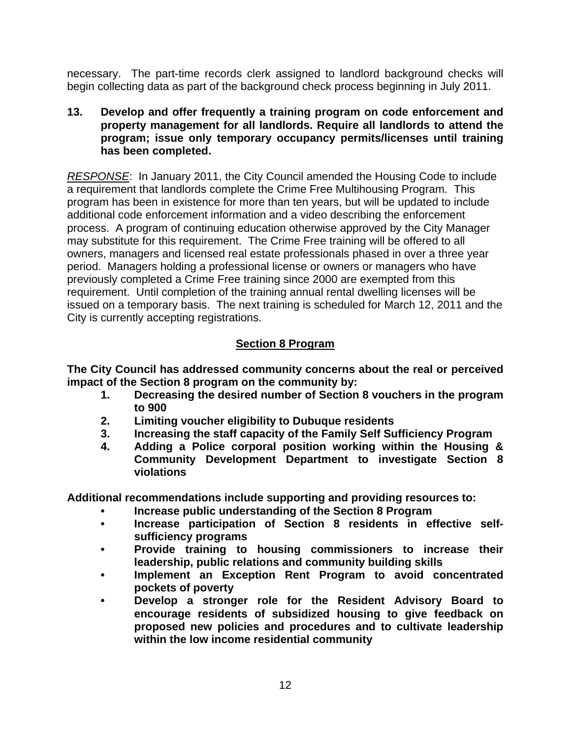necessary. The part-time records clerk assigned to landlord background checks will begin collecting data as part of the background check process beginning in July 2011.

**13. Develop and offer frequently a training program on code enforcement and property management for all landlords. Require all landlords to attend the program; issue only temporary occupancy permits/licenses until training has been completed.**

*RESPONSE*: In January 2011, the City Council amended the Housing Code to include a requirement that landlords complete the Crime Free Multihousing Program. This program has been in existence for more than ten years, but will be updated to include additional code enforcement information and a video describing the enforcement process. A program of continuing education otherwise approved by the City Manager may substitute for this requirement. The Crime Free training will be offered to all owners, managers and licensed real estate professionals phased in over a three year period. Managers holding a professional license or owners or managers who have previously completed a Crime Free training since 2000 are exempted from this requirement. Until completion of the training annual rental dwelling licenses will be issued on a temporary basis. The next training is scheduled for March 12, 2011 and the City is currently accepting registrations.

## Section 8 Program

**The City Council has addressed community concerns about the real or perceived impact of the Section 8 program on the community by:**

1. **Decreasing the desired number of Section 8 vouchers in the program to 900**
2. **Limiting voucher eligibility to Dubuque residents**
3. **Increasing the staff capacity of the Family Self Sufficiency Program**
4. **Adding a Police corporal position working within the Housing & Community Development Department to investigate Section 8 violations**

**Additional recommendations include supporting and providing resources to:**

- **Increase public understanding of the Section 8 Program**
- **Increase participation of Section 8 residents in effective self-sufficiency programs**
- **Provide training to housing commissioners to increase their leadership, public relations and community building skills**
- **Implement an Exception Rent Program to avoid concentrated pockets of poverty**
- **Develop a stronger role for the Resident Advisory Board to encourage residents of subsidized housing to give feedback on proposed new policies and procedures and to cultivate leadership within the low income residential community**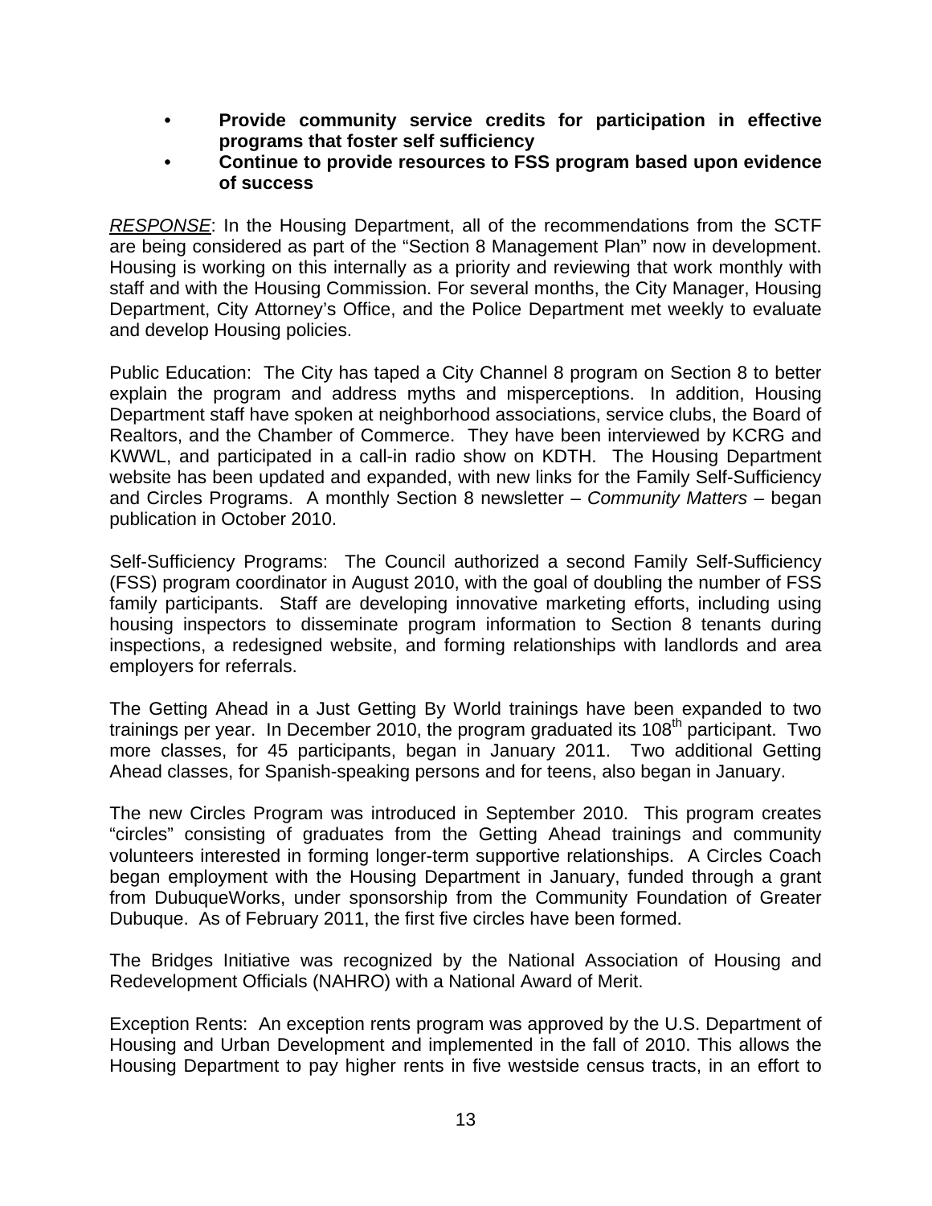- **Provide community service credits for participation in effective programs that foster self sufficiency**
- **Continue to provide resources to FSS program based upon evidence of success**

*RESPONSE*: In the Housing Department, all of the recommendations from the SCTF are being considered as part of the "Section 8 Management Plan" now in development. Housing is working on this internally as a priority and reviewing that work monthly with staff and with the Housing Commission. For several months, the City Manager, Housing Department, City Attorney's Office, and the Police Department met weekly to evaluate and develop Housing policies.

Public Education: The City has taped a City Channel 8 program on Section 8 to better explain the program and address myths and misperceptions. In addition, Housing Department staff have spoken at neighborhood associations, service clubs, the Board of Realtors, and the Chamber of Commerce. They have been interviewed by KCRG and KWWL, and participated in a call-in radio show on KDTH. The Housing Department website has been updated and expanded, with new links for the Family Self-Sufficiency and Circles Programs. A monthly Section 8 newsletter – *Community Matters* – began publication in October 2010.

Self-Sufficiency Programs: The Council authorized a second Family Self-Sufficiency (FSS) program coordinator in August 2010, with the goal of doubling the number of FSS family participants. Staff are developing innovative marketing efforts, including using housing inspectors to disseminate program information to Section 8 tenants during inspections, a redesigned website, and forming relationships with landlords and area employers for referrals.

The Getting Ahead in a Just Getting By World trainings have been expanded to two trainings per year. In December 2010, the program graduated its 108th participant. Two more classes, for 45 participants, began in January 2011. Two additional Getting Ahead classes, for Spanish-speaking persons and for teens, also began in January.

The new Circles Program was introduced in September 2010. This program creates "circles" consisting of graduates from the Getting Ahead trainings and community volunteers interested in forming longer-term supportive relationships. A Circles Coach began employment with the Housing Department in January, funded through a grant from DubuqueWorks, under sponsorship from the Community Foundation of Greater Dubuque. As of February 2011, the first five circles have been formed.

The Bridges Initiative was recognized by the National Association of Housing and Redevelopment Officials (NAHRO) with a National Award of Merit.

Exception Rents: An exception rents program was approved by the U.S. Department of Housing and Urban Development and implemented in the fall of 2010. This allows the Housing Department to pay higher rents in five westside census tracts, in an effort to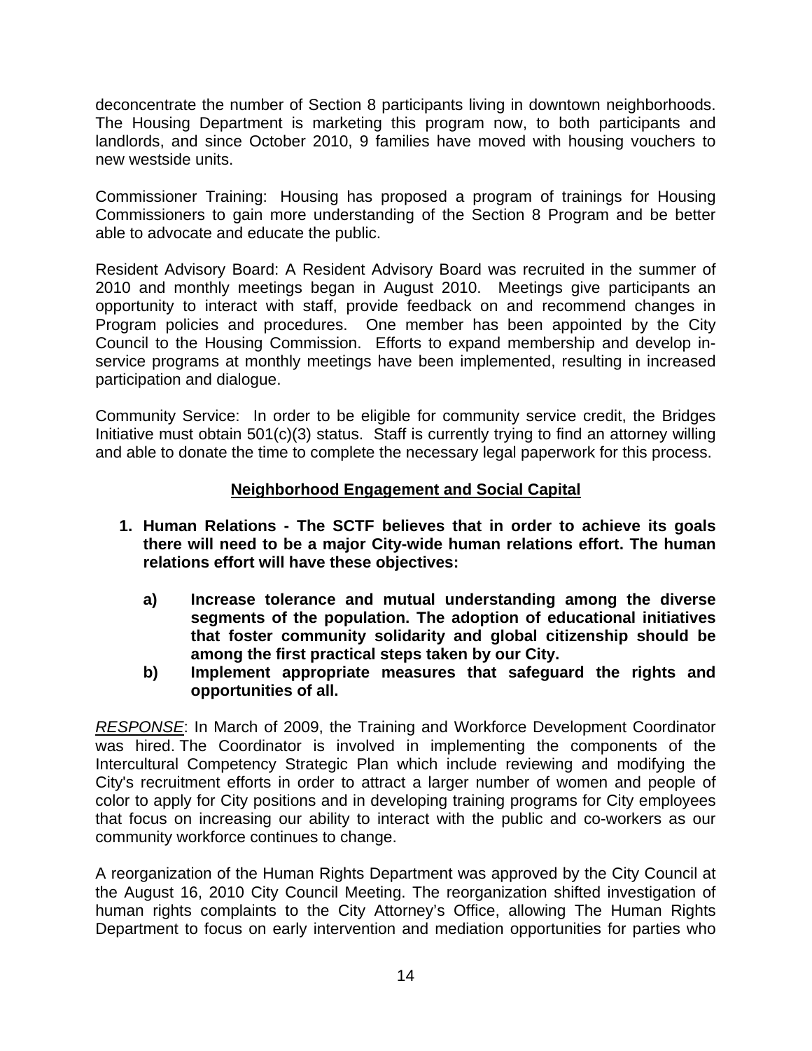deconcentrate the number of Section 8 participants living in downtown neighborhoods. The Housing Department is marketing this program now, to both participants and landlords, and since October 2010, 9 families have moved with housing vouchers to new westside units.

Commissioner Training: Housing has proposed a program of trainings for Housing Commissioners to gain more understanding of the Section 8 Program and be better able to advocate and educate the public.

Resident Advisory Board: A Resident Advisory Board was recruited in the summer of 2010 and monthly meetings began in August 2010. Meetings give participants an opportunity to interact with staff, provide feedback on and recommend changes in Program policies and procedures. One member has been appointed by the City Council to the Housing Commission. Efforts to expand membership and develop in-service programs at monthly meetings have been implemented, resulting in increased participation and dialogue.

Community Service: In order to be eligible for community service credit, the Bridges Initiative must obtain 501(c)(3) status. Staff is currently trying to find an attorney willing and able to donate the time to complete the necessary legal paperwork for this process.

## Neighborhood Engagement and Social Capital

1. **Human Relations - The SCTF believes that in order to achieve its goals there will need to be a major City-wide human relations effort. The human relations effort will have these objectives:**

   **a) Increase tolerance and mutual understanding among the diverse segments of the population. The adoption of educational initiatives that foster community solidarity and global citizenship should be among the first practical steps taken by our City.**

   **b) Implement appropriate measures that safeguard the rights and opportunities of all.**

*RESPONSE*: In March of 2009, the Training and Workforce Development Coordinator was hired. The Coordinator is involved in implementing the components of the Intercultural Competency Strategic Plan which include reviewing and modifying the City's recruitment efforts in order to attract a larger number of women and people of color to apply for City positions and in developing training programs for City employees that focus on increasing our ability to interact with the public and co-workers as our community workforce continues to change.

A reorganization of the Human Rights Department was approved by the City Council at the August 16, 2010 City Council Meeting. The reorganization shifted investigation of human rights complaints to the City Attorney's Office, allowing The Human Rights Department to focus on early intervention and mediation opportunities for parties who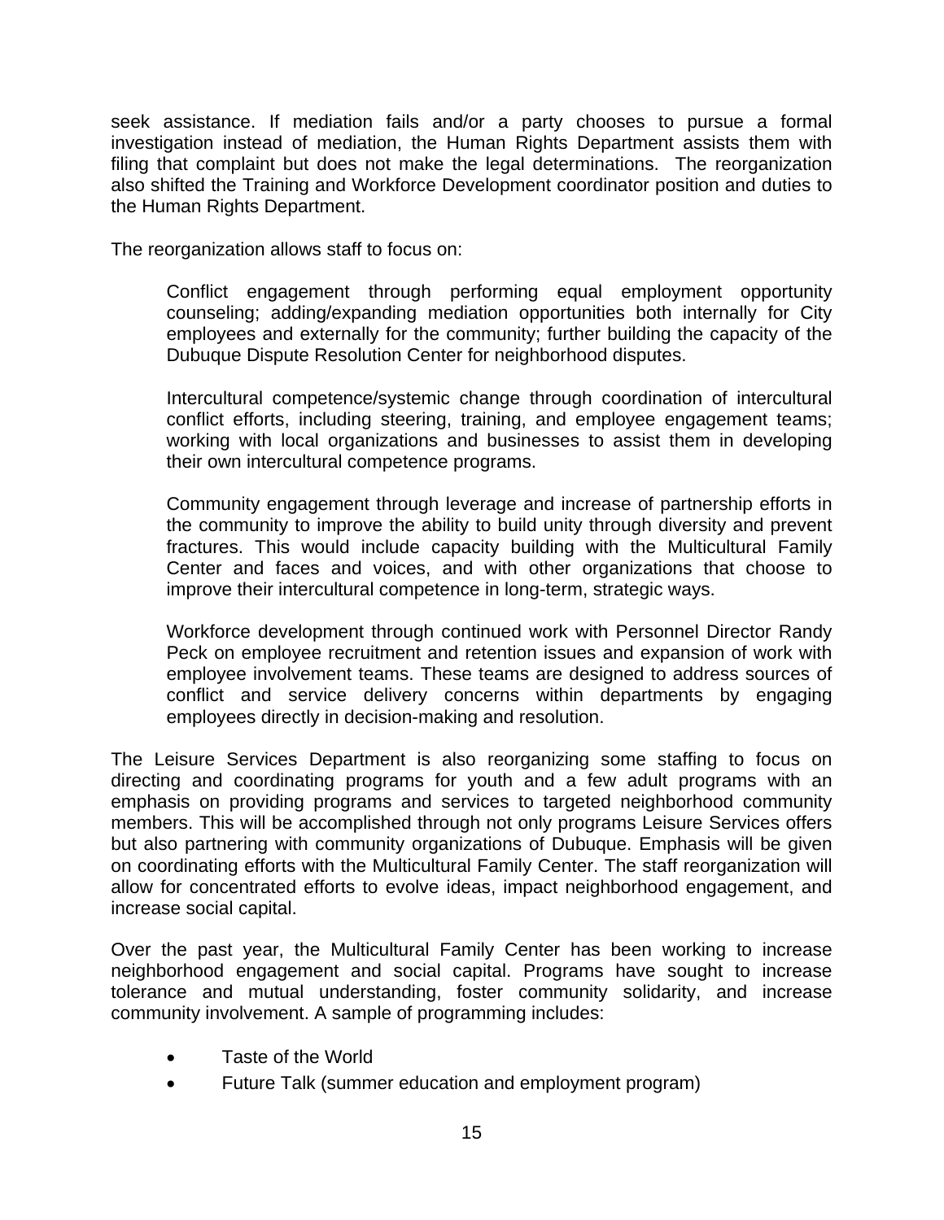seek assistance. If mediation fails and/or a party chooses to pursue a formal investigation instead of mediation, the Human Rights Department assists them with filing that complaint but does not make the legal determinations. The reorganization also shifted the Training and Workforce Development coordinator position and duties to the Human Rights Department.

The reorganization allows staff to focus on:

> Conflict engagement through performing equal employment opportunity counseling; adding/expanding mediation opportunities both internally for City employees and externally for the community; further building the capacity of the Dubuque Dispute Resolution Center for neighborhood disputes.
>
> Intercultural competence/systemic change through coordination of intercultural conflict efforts, including steering, training, and employee engagement teams; working with local organizations and businesses to assist them in developing their own intercultural competence programs.
>
> Community engagement through leverage and increase of partnership efforts in the community to improve the ability to build unity through diversity and prevent fractures. This would include capacity building with the Multicultural Family Center and faces and voices, and with other organizations that choose to improve their intercultural competence in long-term, strategic ways.
>
> Workforce development through continued work with Personnel Director Randy Peck on employee recruitment and retention issues and expansion of work with employee involvement teams. These teams are designed to address sources of conflict and service delivery concerns within departments by engaging employees directly in decision-making and resolution.

The Leisure Services Department is also reorganizing some staffing to focus on directing and coordinating programs for youth and a few adult programs with an emphasis on providing programs and services to targeted neighborhood community members. This will be accomplished through not only programs Leisure Services offers but also partnering with community organizations of Dubuque. Emphasis will be given on coordinating efforts with the Multicultural Family Center. The staff reorganization will allow for concentrated efforts to evolve ideas, impact neighborhood engagement, and increase social capital.

Over the past year, the Multicultural Family Center has been working to increase neighborhood engagement and social capital. Programs have sought to increase tolerance and mutual understanding, foster community solidarity, and increase community involvement. A sample of programming includes:

- Taste of the World
- Future Talk (summer education and employment program)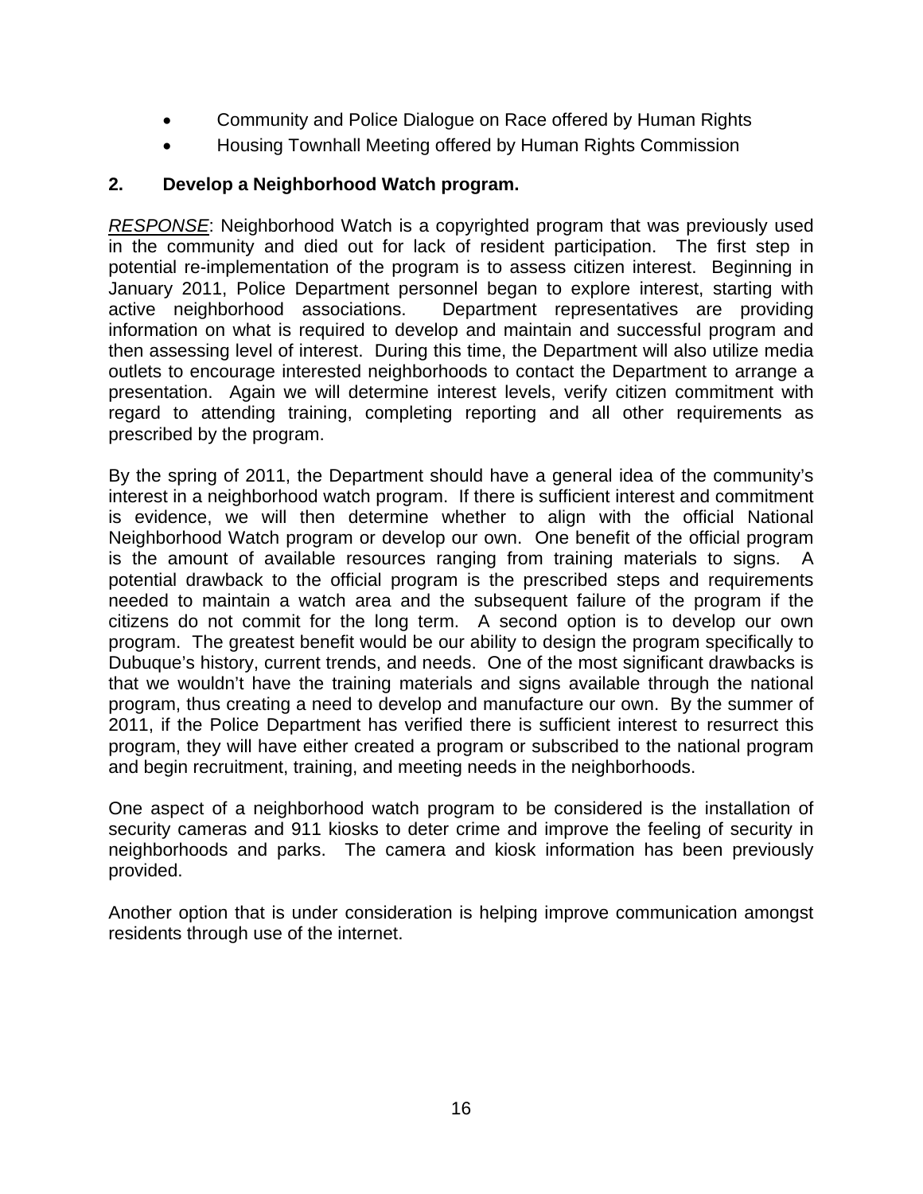- Community and Police Dialogue on Race offered by Human Rights
- Housing Townhall Meeting offered by Human Rights Commission

**2. Develop a Neighborhood Watch program.**

*RESPONSE*: Neighborhood Watch is a copyrighted program that was previously used in the community and died out for lack of resident participation. The first step in potential re-implementation of the program is to assess citizen interest. Beginning in January 2011, Police Department personnel began to explore interest, starting with active neighborhood associations. Department representatives are providing information on what is required to develop and maintain and successful program and then assessing level of interest. During this time, the Department will also utilize media outlets to encourage interested neighborhoods to contact the Department to arrange a presentation. Again we will determine interest levels, verify citizen commitment with regard to attending training, completing reporting and all other requirements as prescribed by the program.

By the spring of 2011, the Department should have a general idea of the community's interest in a neighborhood watch program. If there is sufficient interest and commitment is evidence, we will then determine whether to align with the official National Neighborhood Watch program or develop our own. One benefit of the official program is the amount of available resources ranging from training materials to signs. A potential drawback to the official program is the prescribed steps and requirements needed to maintain a watch area and the subsequent failure of the program if the citizens do not commit for the long term. A second option is to develop our own program. The greatest benefit would be our ability to design the program specifically to Dubuque's history, current trends, and needs. One of the most significant drawbacks is that we wouldn't have the training materials and signs available through the national program, thus creating a need to develop and manufacture our own. By the summer of 2011, if the Police Department has verified there is sufficient interest to resurrect this program, they will have either created a program or subscribed to the national program and begin recruitment, training, and meeting needs in the neighborhoods.

One aspect of a neighborhood watch program to be considered is the installation of security cameras and 911 kiosks to deter crime and improve the feeling of security in neighborhoods and parks. The camera and kiosk information has been previously provided.

Another option that is under consideration is helping improve communication amongst residents through use of the internet.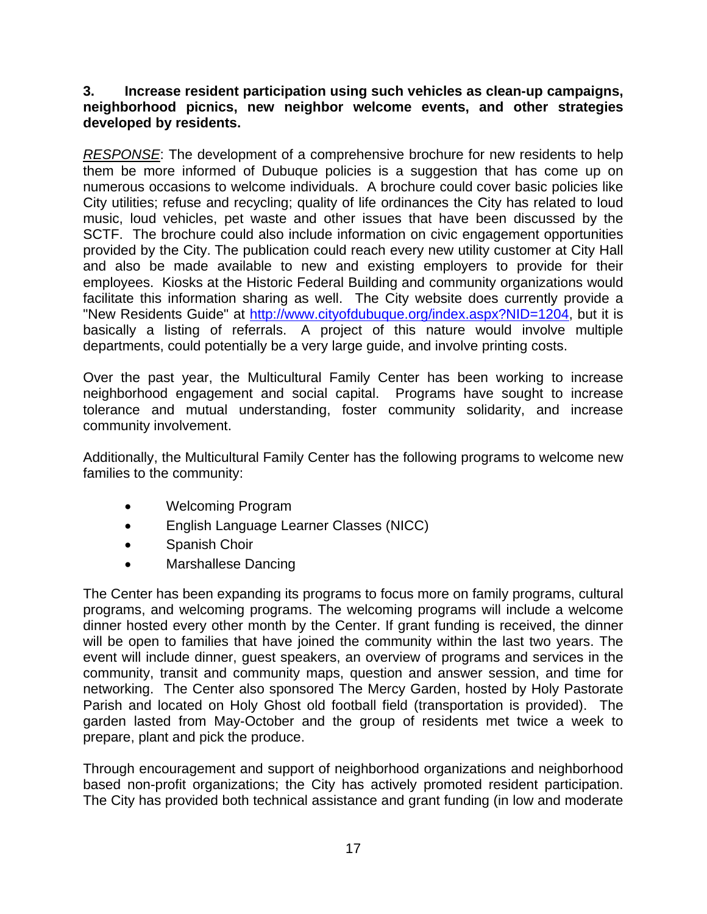**3. Increase resident participation using such vehicles as clean-up campaigns, neighborhood picnics, new neighbor welcome events, and other strategies developed by residents.**

*RESPONSE*: The development of a comprehensive brochure for new residents to help them be more informed of Dubuque policies is a suggestion that has come up on numerous occasions to welcome individuals. A brochure could cover basic policies like City utilities; refuse and recycling; quality of life ordinances the City has related to loud music, loud vehicles, pet waste and other issues that have been discussed by the SCTF. The brochure could also include information on civic engagement opportunities provided by the City. The publication could reach every new utility customer at City Hall and also be made available to new and existing employers to provide for their employees. Kiosks at the Historic Federal Building and community organizations would facilitate this information sharing as well. The City website does currently provide a "New Residents Guide" at http://www.cityofdubuque.org/index.aspx?NID=1204, but it is basically a listing of referrals. A project of this nature would involve multiple departments, could potentially be a very large guide, and involve printing costs.

Over the past year, the Multicultural Family Center has been working to increase neighborhood engagement and social capital. Programs have sought to increase tolerance and mutual understanding, foster community solidarity, and increase community involvement.

Additionally, the Multicultural Family Center has the following programs to welcome new families to the community:

- Welcoming Program
- English Language Learner Classes (NICC)
- Spanish Choir
- Marshallese Dancing

The Center has been expanding its programs to focus more on family programs, cultural programs, and welcoming programs. The welcoming programs will include a welcome dinner hosted every other month by the Center. If grant funding is received, the dinner will be open to families that have joined the community within the last two years. The event will include dinner, guest speakers, an overview of programs and services in the community, transit and community maps, question and answer session, and time for networking. The Center also sponsored The Mercy Garden, hosted by Holy Pastorate Parish and located on Holy Ghost old football field (transportation is provided). The garden lasted from May-October and the group of residents met twice a week to prepare, plant and pick the produce.

Through encouragement and support of neighborhood organizations and neighborhood based non-profit organizations; the City has actively promoted resident participation. The City has provided both technical assistance and grant funding (in low and moderate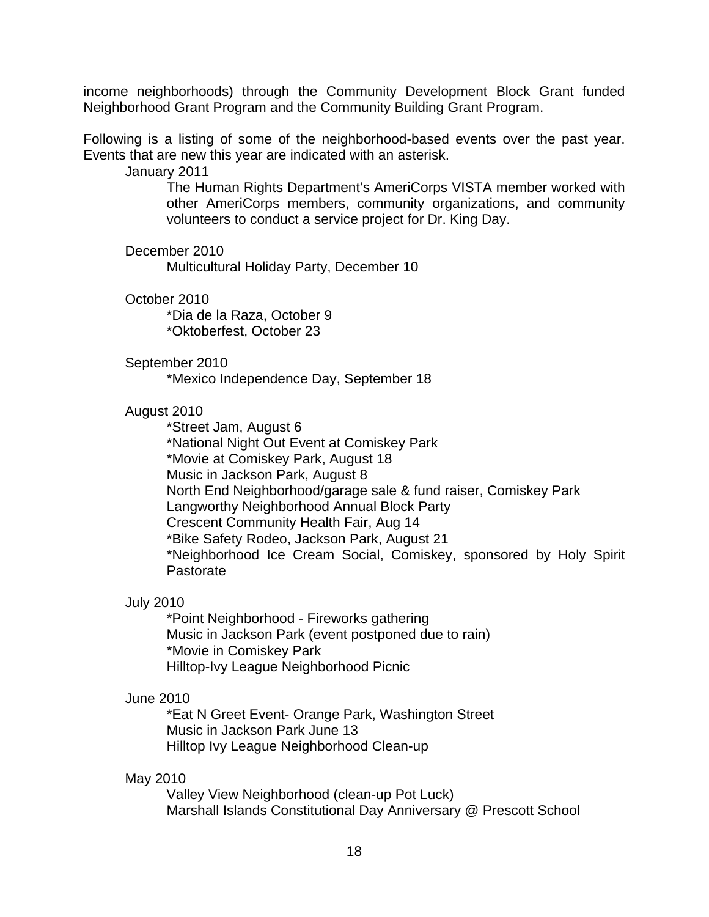income neighborhoods) through the Community Development Block Grant funded Neighborhood Grant Program and the Community Building Grant Program.

Following is a listing of some of the neighborhood-based events over the past year. Events that are new this year are indicated with an asterisk.

January 2011

> The Human Rights Department's AmeriCorps VISTA member worked with other AmeriCorps members, community organizations, and community volunteers to conduct a service project for Dr. King Day.

December 2010

> Multicultural Holiday Party, December 10

October 2010

> *Dia de la Raza, October 9
> *Oktoberfest, October 23

September 2010

> *Mexico Independence Day, September 18

August 2010

> *Street Jam, August 6
> *National Night Out Event at Comiskey Park
> *Movie at Comiskey Park, August 18
> Music in Jackson Park, August 8
> North End Neighborhood/garage sale & fund raiser, Comiskey Park
> Langworthy Neighborhood Annual Block Party
> Crescent Community Health Fair, Aug 14
> *Bike Safety Rodeo, Jackson Park, August 21
> *Neighborhood Ice Cream Social, Comiskey, sponsored by Holy Spirit Pastorate

July 2010

> *Point Neighborhood - Fireworks gathering
> Music in Jackson Park (event postponed due to rain)
> *Movie in Comiskey Park
> Hilltop-Ivy League Neighborhood Picnic

June 2010

> *Eat N Greet Event- Orange Park, Washington Street
> Music in Jackson Park June 13
> Hilltop Ivy League Neighborhood Clean-up

May 2010

> Valley View Neighborhood (clean-up Pot Luck)
> Marshall Islands Constitutional Day Anniversary @ Prescott School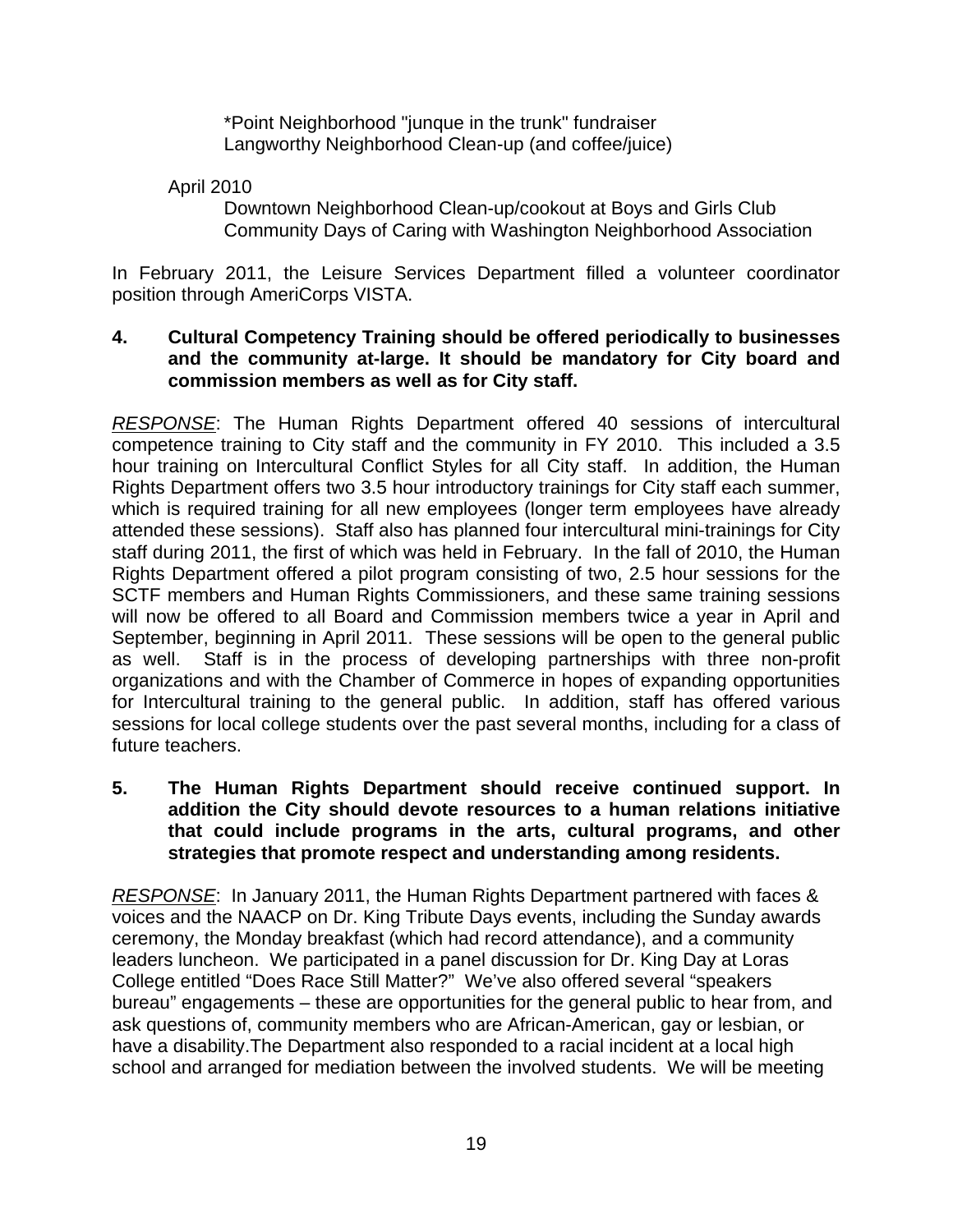*Point Neighborhood "junque in the trunk" fundraiser
Langworthy Neighborhood Clean-up (and coffee/juice)

April 2010

Downtown Neighborhood Clean-up/cookout at Boys and Girls Club
Community Days of Caring with Washington Neighborhood Association

In February 2011, the Leisure Services Department filled a volunteer coordinator position through AmeriCorps VISTA.

**4. Cultural Competency Training should be offered periodically to businesses and the community at-large. It should be mandatory for City board and commission members as well as for City staff.**

*RESPONSE*: The Human Rights Department offered 40 sessions of intercultural competence training to City staff and the community in FY 2010. This included a 3.5 hour training on Intercultural Conflict Styles for all City staff. In addition, the Human Rights Department offers two 3.5 hour introductory trainings for City staff each summer, which is required training for all new employees (longer term employees have already attended these sessions). Staff also has planned four intercultural mini-trainings for City staff during 2011, the first of which was held in February. In the fall of 2010, the Human Rights Department offered a pilot program consisting of two, 2.5 hour sessions for the SCTF members and Human Rights Commissioners, and these same training sessions will now be offered to all Board and Commission members twice a year in April and September, beginning in April 2011. These sessions will be open to the general public as well. Staff is in the process of developing partnerships with three non-profit organizations and with the Chamber of Commerce in hopes of expanding opportunities for Intercultural training to the general public. In addition, staff has offered various sessions for local college students over the past several months, including for a class of future teachers.

**5. The Human Rights Department should receive continued support. In addition the City should devote resources to a human relations initiative that could include programs in the arts, cultural programs, and other strategies that promote respect and understanding among residents.**

*RESPONSE*: In January 2011, the Human Rights Department partnered with faces & voices and the NAACP on Dr. King Tribute Days events, including the Sunday awards ceremony, the Monday breakfast (which had record attendance), and a community leaders luncheon. We participated in a panel discussion for Dr. King Day at Loras College entitled "Does Race Still Matter?" We've also offered several "speakers bureau" engagements – these are opportunities for the general public to hear from, and ask questions of, community members who are African-American, gay or lesbian, or have a disability.The Department also responded to a racial incident at a local high school and arranged for mediation between the involved students. We will be meeting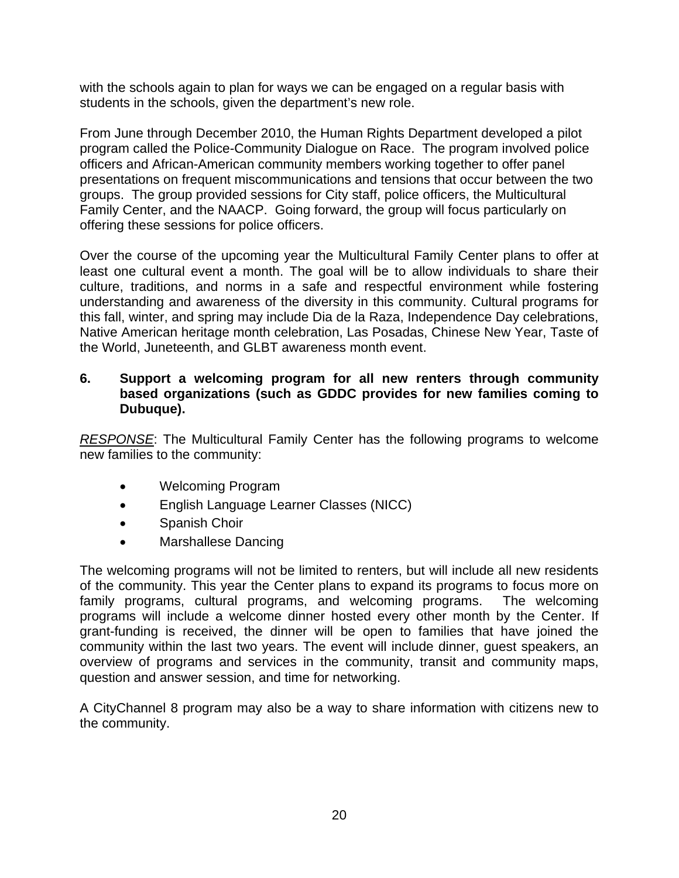with the schools again to plan for ways we can be engaged on a regular basis with students in the schools, given the department's new role.

From June through December 2010, the Human Rights Department developed a pilot program called the Police-Community Dialogue on Race. The program involved police officers and African-American community members working together to offer panel presentations on frequent miscommunications and tensions that occur between the two groups. The group provided sessions for City staff, police officers, the Multicultural Family Center, and the NAACP. Going forward, the group will focus particularly on offering these sessions for police officers.

Over the course of the upcoming year the Multicultural Family Center plans to offer at least one cultural event a month. The goal will be to allow individuals to share their culture, traditions, and norms in a safe and respectful environment while fostering understanding and awareness of the diversity in this community. Cultural programs for this fall, winter, and spring may include Dia de la Raza, Independence Day celebrations, Native American heritage month celebration, Las Posadas, Chinese New Year, Taste of the World, Juneteenth, and GLBT awareness month event.

**6. Support a welcoming program for all new renters through community based organizations (such as GDDC provides for new families coming to Dubuque).**

*RESPONSE*: The Multicultural Family Center has the following programs to welcome new families to the community:

- Welcoming Program
- English Language Learner Classes (NICC)
- Spanish Choir
- Marshallese Dancing

The welcoming programs will not be limited to renters, but will include all new residents of the community. This year the Center plans to expand its programs to focus more on family programs, cultural programs, and welcoming programs. The welcoming programs will include a welcome dinner hosted every other month by the Center. If grant-funding is received, the dinner will be open to families that have joined the community within the last two years. The event will include dinner, guest speakers, an overview of programs and services in the community, transit and community maps, question and answer session, and time for networking.

A CityChannel 8 program may also be a way to share information with citizens new to the community.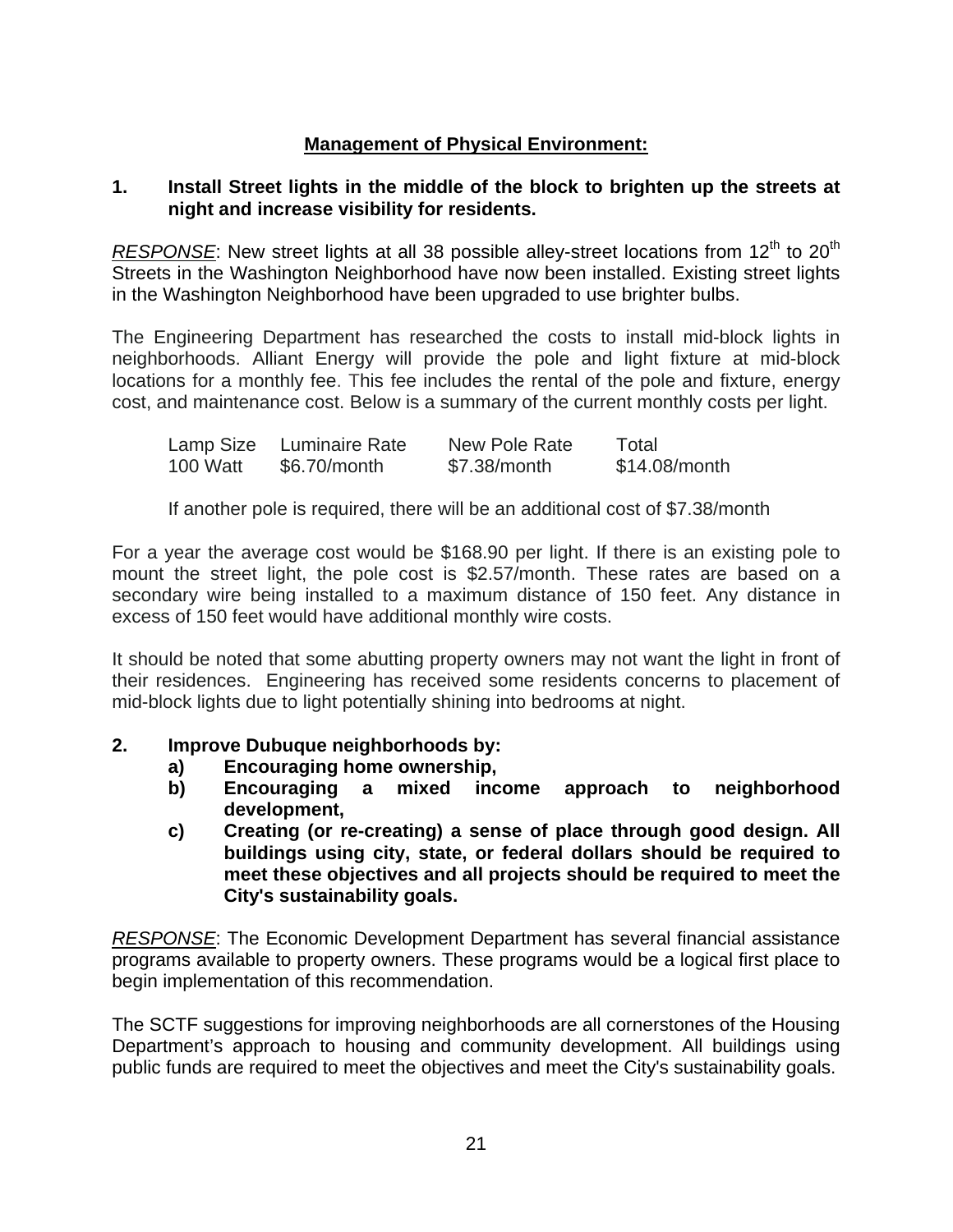## Management of Physical Environment:

**1. Install Street lights in the middle of the block to brighten up the streets at night and increase visibility for residents.**

*RESPONSE*: New street lights at all 38 possible alley-street locations from 12th to 20th Streets in the Washington Neighborhood have now been installed. Existing street lights in the Washington Neighborhood have been upgraded to use brighter bulbs.

The Engineering Department has researched the costs to install mid-block lights in neighborhoods. Alliant Energy will provide the pole and light fixture at mid-block locations for a monthly fee. This fee includes the rental of the pole and fixture, energy cost, and maintenance cost. Below is a summary of the current monthly costs per light.

| Lamp Size | Luminaire Rate | New Pole Rate | Total |
|---|---|---|---|
| 100 Watt | $6.70/month | $7.38/month | $14.08/month |

If another pole is required, there will be an additional cost of $7.38/month

For a year the average cost would be $168.90 per light. If there is an existing pole to mount the street light, the pole cost is $2.57/month. These rates are based on a secondary wire being installed to a maximum distance of 150 feet. Any distance in excess of 150 feet would have additional monthly wire costs.

It should be noted that some abutting property owners may not want the light in front of their residences. Engineering has received some residents concerns to placement of mid-block lights due to light potentially shining into bedrooms at night.

**2. Improve Dubuque neighborhoods by:**

**a) Encouraging home ownership,**

**b) Encouraging a mixed income approach to neighborhood development,**

**c) Creating (or re-creating) a sense of place through good design. All buildings using city, state, or federal dollars should be required to meet these objectives and all projects should be required to meet the City's sustainability goals.**

*RESPONSE*: The Economic Development Department has several financial assistance programs available to property owners. These programs would be a logical first place to begin implementation of this recommendation.

The SCTF suggestions for improving neighborhoods are all cornerstones of the Housing Department's approach to housing and community development. All buildings using public funds are required to meet the objectives and meet the City's sustainability goals.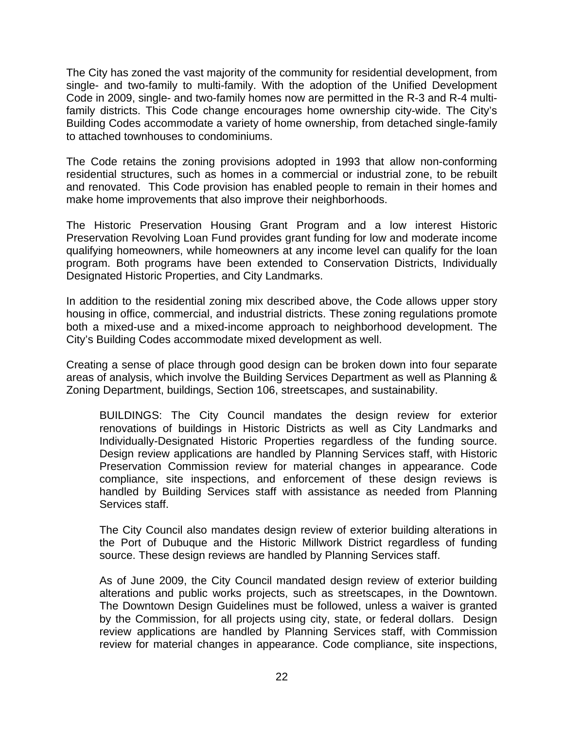The City has zoned the vast majority of the community for residential development, from single- and two-family to multi-family. With the adoption of the Unified Development Code in 2009, single- and two-family homes now are permitted in the R-3 and R-4 multi-family districts. This Code change encourages home ownership city-wide. The City's Building Codes accommodate a variety of home ownership, from detached single-family to attached townhouses to condominiums.

The Code retains the zoning provisions adopted in 1993 that allow non-conforming residential structures, such as homes in a commercial or industrial zone, to be rebuilt and renovated. This Code provision has enabled people to remain in their homes and make home improvements that also improve their neighborhoods.

The Historic Preservation Housing Grant Program and a low interest Historic Preservation Revolving Loan Fund provides grant funding for low and moderate income qualifying homeowners, while homeowners at any income level can qualify for the loan program. Both programs have been extended to Conservation Districts, Individually Designated Historic Properties, and City Landmarks.

In addition to the residential zoning mix described above, the Code allows upper story housing in office, commercial, and industrial districts. These zoning regulations promote both a mixed-use and a mixed-income approach to neighborhood development. The City's Building Codes accommodate mixed development as well.

Creating a sense of place through good design can be broken down into four separate areas of analysis, which involve the Building Services Department as well as Planning & Zoning Department, buildings, Section 106, streetscapes, and sustainability.

> BUILDINGS: The City Council mandates the design review for exterior renovations of buildings in Historic Districts as well as City Landmarks and Individually-Designated Historic Properties regardless of the funding source. Design review applications are handled by Planning Services staff, with Historic Preservation Commission review for material changes in appearance. Code compliance, site inspections, and enforcement of these design reviews is handled by Building Services staff with assistance as needed from Planning Services staff.
>
> The City Council also mandates design review of exterior building alterations in the Port of Dubuque and the Historic Millwork District regardless of funding source. These design reviews are handled by Planning Services staff.
>
> As of June 2009, the City Council mandated design review of exterior building alterations and public works projects, such as streetscapes, in the Downtown. The Downtown Design Guidelines must be followed, unless a waiver is granted by the Commission, for all projects using city, state, or federal dollars. Design review applications are handled by Planning Services staff, with Commission review for material changes in appearance. Code compliance, site inspections,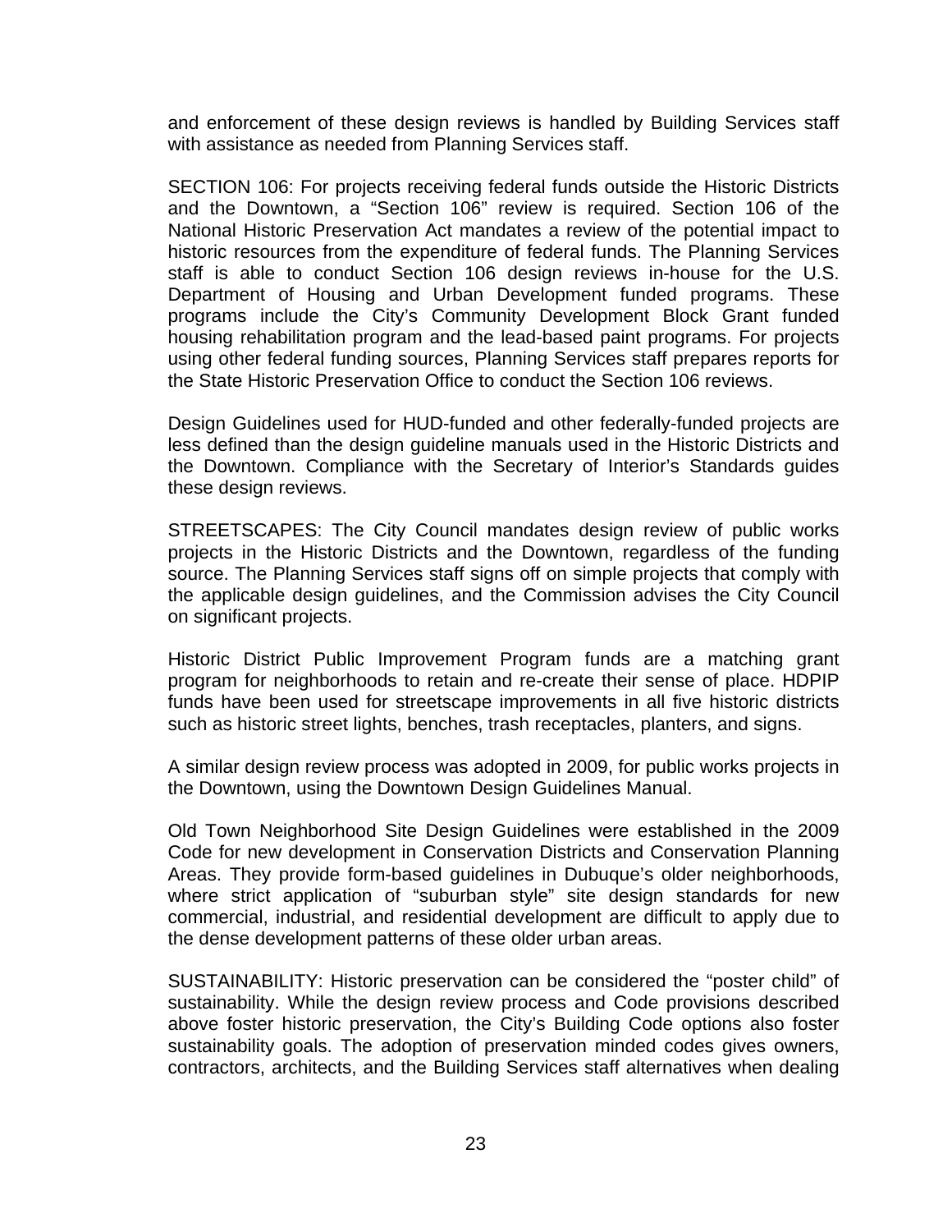and enforcement of these design reviews is handled by Building Services staff with assistance as needed from Planning Services staff.

SECTION 106: For projects receiving federal funds outside the Historic Districts and the Downtown, a "Section 106" review is required. Section 106 of the National Historic Preservation Act mandates a review of the potential impact to historic resources from the expenditure of federal funds. The Planning Services staff is able to conduct Section 106 design reviews in-house for the U.S. Department of Housing and Urban Development funded programs. These programs include the City's Community Development Block Grant funded housing rehabilitation program and the lead-based paint programs. For projects using other federal funding sources, Planning Services staff prepares reports for the State Historic Preservation Office to conduct the Section 106 reviews.

Design Guidelines used for HUD-funded and other federally-funded projects are less defined than the design guideline manuals used in the Historic Districts and the Downtown. Compliance with the Secretary of Interior's Standards guides these design reviews.

STREETSCAPES: The City Council mandates design review of public works projects in the Historic Districts and the Downtown, regardless of the funding source. The Planning Services staff signs off on simple projects that comply with the applicable design guidelines, and the Commission advises the City Council on significant projects.

Historic District Public Improvement Program funds are a matching grant program for neighborhoods to retain and re-create their sense of place. HDPIP funds have been used for streetscape improvements in all five historic districts such as historic street lights, benches, trash receptacles, planters, and signs.

A similar design review process was adopted in 2009, for public works projects in the Downtown, using the Downtown Design Guidelines Manual.

Old Town Neighborhood Site Design Guidelines were established in the 2009 Code for new development in Conservation Districts and Conservation Planning Areas. They provide form-based guidelines in Dubuque's older neighborhoods, where strict application of "suburban style" site design standards for new commercial, industrial, and residential development are difficult to apply due to the dense development patterns of these older urban areas.

SUSTAINABILITY: Historic preservation can be considered the "poster child" of sustainability. While the design review process and Code provisions described above foster historic preservation, the City's Building Code options also foster sustainability goals. The adoption of preservation minded codes gives owners, contractors, architects, and the Building Services staff alternatives when dealing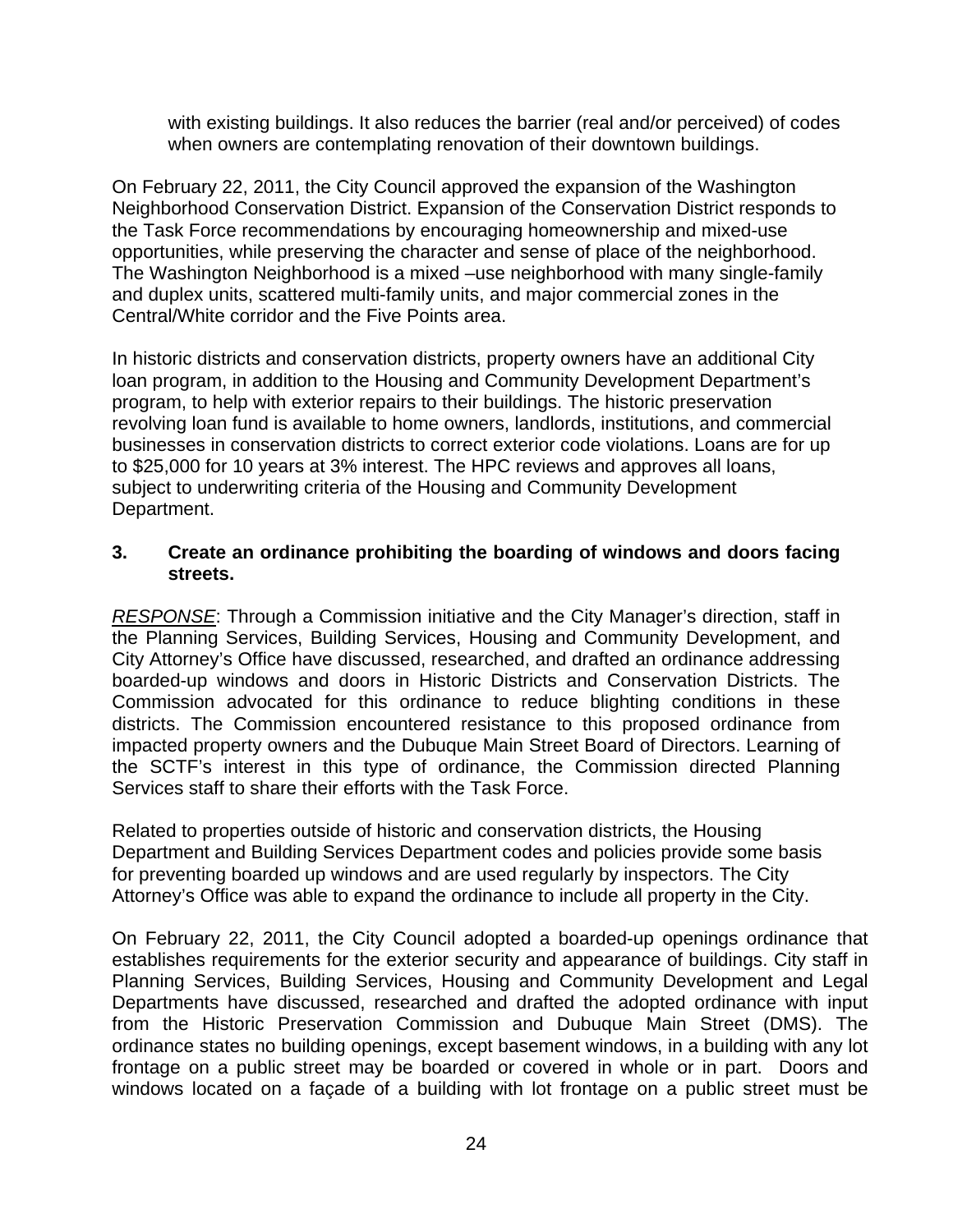with existing buildings. It also reduces the barrier (real and/or perceived) of codes when owners are contemplating renovation of their downtown buildings.

On February 22, 2011, the City Council approved the expansion of the Washington Neighborhood Conservation District. Expansion of the Conservation District responds to the Task Force recommendations by encouraging homeownership and mixed-use opportunities, while preserving the character and sense of place of the neighborhood. The Washington Neighborhood is a mixed –use neighborhood with many single-family and duplex units, scattered multi-family units, and major commercial zones in the Central/White corridor and the Five Points area.

In historic districts and conservation districts, property owners have an additional City loan program, in addition to the Housing and Community Development Department's program, to help with exterior repairs to their buildings. The historic preservation revolving loan fund is available to home owners, landlords, institutions, and commercial businesses in conservation districts to correct exterior code violations. Loans are for up to $25,000 for 10 years at 3% interest. The HPC reviews and approves all loans, subject to underwriting criteria of the Housing and Community Development Department.

**3. Create an ordinance prohibiting the boarding of windows and doors facing streets.**

*RESPONSE*: Through a Commission initiative and the City Manager's direction, staff in the Planning Services, Building Services, Housing and Community Development, and City Attorney's Office have discussed, researched, and drafted an ordinance addressing boarded-up windows and doors in Historic Districts and Conservation Districts. The Commission advocated for this ordinance to reduce blighting conditions in these districts. The Commission encountered resistance to this proposed ordinance from impacted property owners and the Dubuque Main Street Board of Directors. Learning of the SCTF's interest in this type of ordinance, the Commission directed Planning Services staff to share their efforts with the Task Force.

Related to properties outside of historic and conservation districts, the Housing Department and Building Services Department codes and policies provide some basis for preventing boarded up windows and are used regularly by inspectors. The City Attorney's Office was able to expand the ordinance to include all property in the City.

On February 22, 2011, the City Council adopted a boarded-up openings ordinance that establishes requirements for the exterior security and appearance of buildings. City staff in Planning Services, Building Services, Housing and Community Development and Legal Departments have discussed, researched and drafted the adopted ordinance with input from the Historic Preservation Commission and Dubuque Main Street (DMS). The ordinance states no building openings, except basement windows, in a building with any lot frontage on a public street may be boarded or covered in whole or in part. Doors and windows located on a façade of a building with lot frontage on a public street must be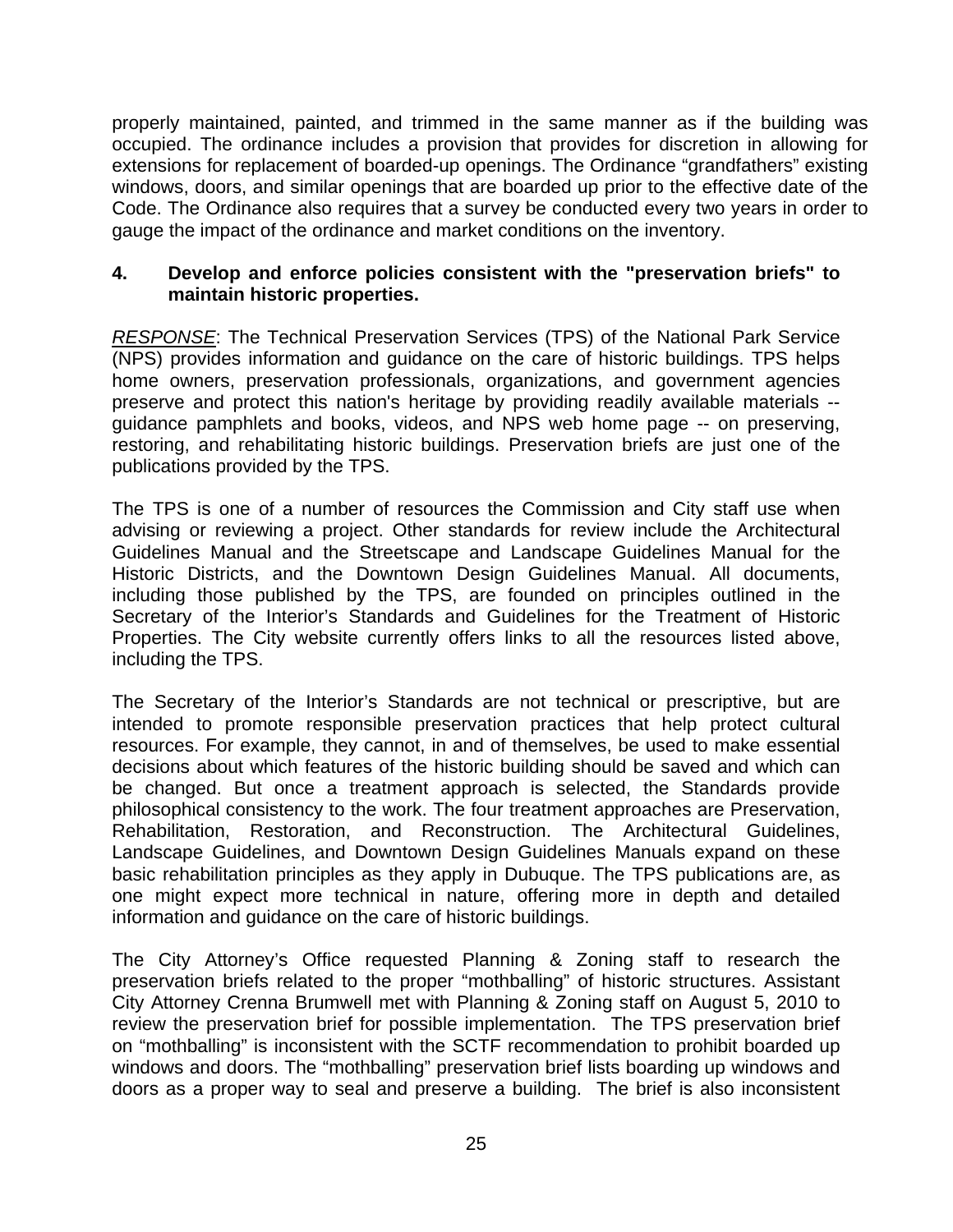properly maintained, painted, and trimmed in the same manner as if the building was occupied. The ordinance includes a provision that provides for discretion in allowing for extensions for replacement of boarded-up openings. The Ordinance "grandfathers" existing windows, doors, and similar openings that are boarded up prior to the effective date of the Code. The Ordinance also requires that a survey be conducted every two years in order to gauge the impact of the ordinance and market conditions on the inventory.

**4. Develop and enforce policies consistent with the "preservation briefs" to maintain historic properties.**

*RESPONSE*: The Technical Preservation Services (TPS) of the National Park Service (NPS) provides information and guidance on the care of historic buildings. TPS helps home owners, preservation professionals, organizations, and government agencies preserve and protect this nation's heritage by providing readily available materials -- guidance pamphlets and books, videos, and NPS web home page -- on preserving, restoring, and rehabilitating historic buildings. Preservation briefs are just one of the publications provided by the TPS.

The TPS is one of a number of resources the Commission and City staff use when advising or reviewing a project. Other standards for review include the Architectural Guidelines Manual and the Streetscape and Landscape Guidelines Manual for the Historic Districts, and the Downtown Design Guidelines Manual. All documents, including those published by the TPS, are founded on principles outlined in the Secretary of the Interior's Standards and Guidelines for the Treatment of Historic Properties. The City website currently offers links to all the resources listed above, including the TPS.

The Secretary of the Interior's Standards are not technical or prescriptive, but are intended to promote responsible preservation practices that help protect cultural resources. For example, they cannot, in and of themselves, be used to make essential decisions about which features of the historic building should be saved and which can be changed. But once a treatment approach is selected, the Standards provide philosophical consistency to the work. The four treatment approaches are Preservation, Rehabilitation, Restoration, and Reconstruction. The Architectural Guidelines, Landscape Guidelines, and Downtown Design Guidelines Manuals expand on these basic rehabilitation principles as they apply in Dubuque. The TPS publications are, as one might expect more technical in nature, offering more in depth and detailed information and guidance on the care of historic buildings.

The City Attorney's Office requested Planning & Zoning staff to research the preservation briefs related to the proper "mothballing" of historic structures. Assistant City Attorney Crenna Brumwell met with Planning & Zoning staff on August 5, 2010 to review the preservation brief for possible implementation. The TPS preservation brief on "mothballing" is inconsistent with the SCTF recommendation to prohibit boarded up windows and doors. The "mothballing" preservation brief lists boarding up windows and doors as a proper way to seal and preserve a building. The brief is also inconsistent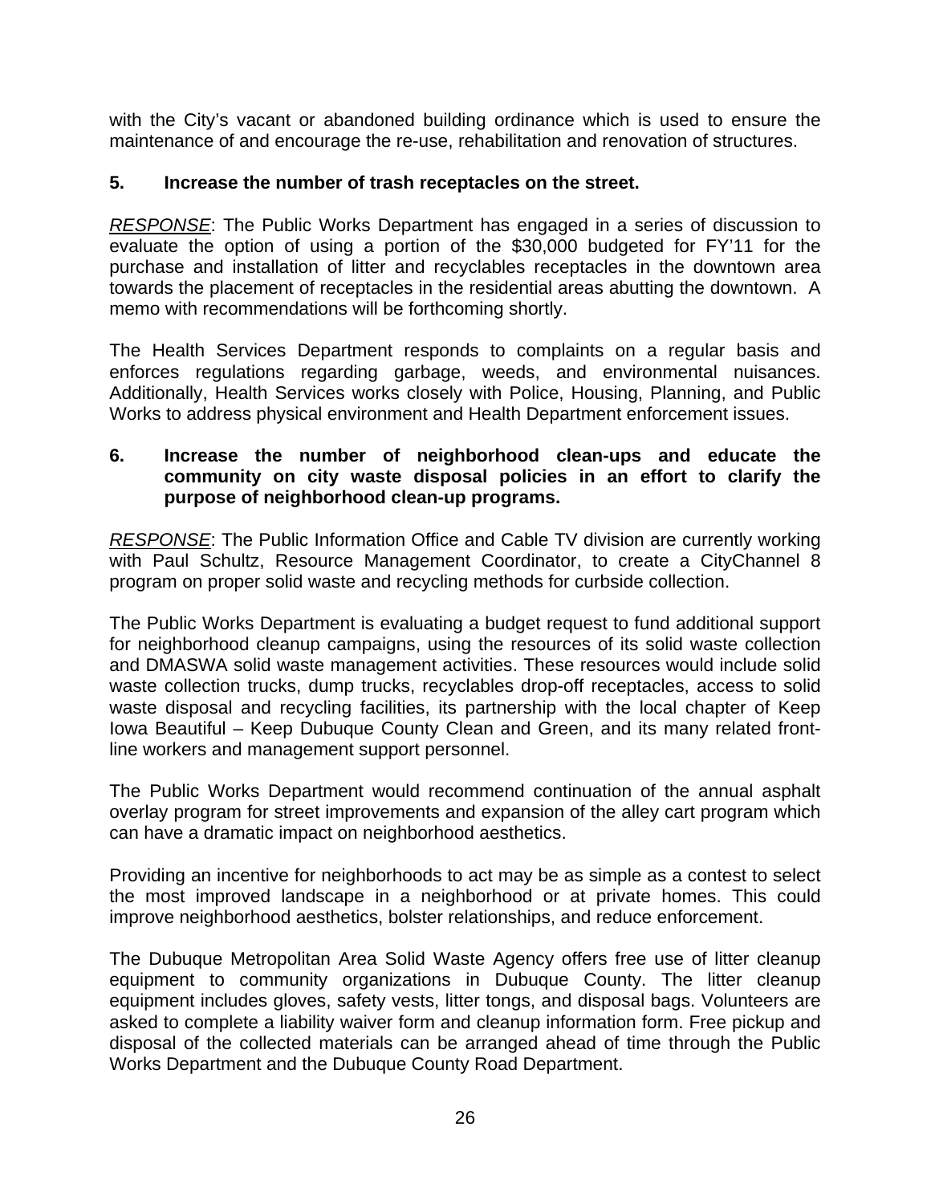with the City's vacant or abandoned building ordinance which is used to ensure the maintenance of and encourage the re-use, rehabilitation and renovation of structures.

**5. Increase the number of trash receptacles on the street.**

*<u>RESPONSE</u>*: The Public Works Department has engaged in a series of discussion to evaluate the option of using a portion of the $30,000 budgeted for FY'11 for the purchase and installation of litter and recyclables receptacles in the downtown area towards the placement of receptacles in the residential areas abutting the downtown. A memo with recommendations will be forthcoming shortly.

The Health Services Department responds to complaints on a regular basis and enforces regulations regarding garbage, weeds, and environmental nuisances. Additionally, Health Services works closely with Police, Housing, Planning, and Public Works to address physical environment and Health Department enforcement issues.

**6. Increase the number of neighborhood clean-ups and educate the community on city waste disposal policies in an effort to clarify the purpose of neighborhood clean-up programs.**

*<u>RESPONSE</u>*: The Public Information Office and Cable TV division are currently working with Paul Schultz, Resource Management Coordinator, to create a CityChannel 8 program on proper solid waste and recycling methods for curbside collection.

The Public Works Department is evaluating a budget request to fund additional support for neighborhood cleanup campaigns, using the resources of its solid waste collection and DMASWA solid waste management activities. These resources would include solid waste collection trucks, dump trucks, recyclables drop-off receptacles, access to solid waste disposal and recycling facilities, its partnership with the local chapter of Keep Iowa Beautiful – Keep Dubuque County Clean and Green, and its many related front-line workers and management support personnel.

The Public Works Department would recommend continuation of the annual asphalt overlay program for street improvements and expansion of the alley cart program which can have a dramatic impact on neighborhood aesthetics.

Providing an incentive for neighborhoods to act may be as simple as a contest to select the most improved landscape in a neighborhood or at private homes. This could improve neighborhood aesthetics, bolster relationships, and reduce enforcement.

The Dubuque Metropolitan Area Solid Waste Agency offers free use of litter cleanup equipment to community organizations in Dubuque County. The litter cleanup equipment includes gloves, safety vests, litter tongs, and disposal bags. Volunteers are asked to complete a liability waiver form and cleanup information form. Free pickup and disposal of the collected materials can be arranged ahead of time through the Public Works Department and the Dubuque County Road Department.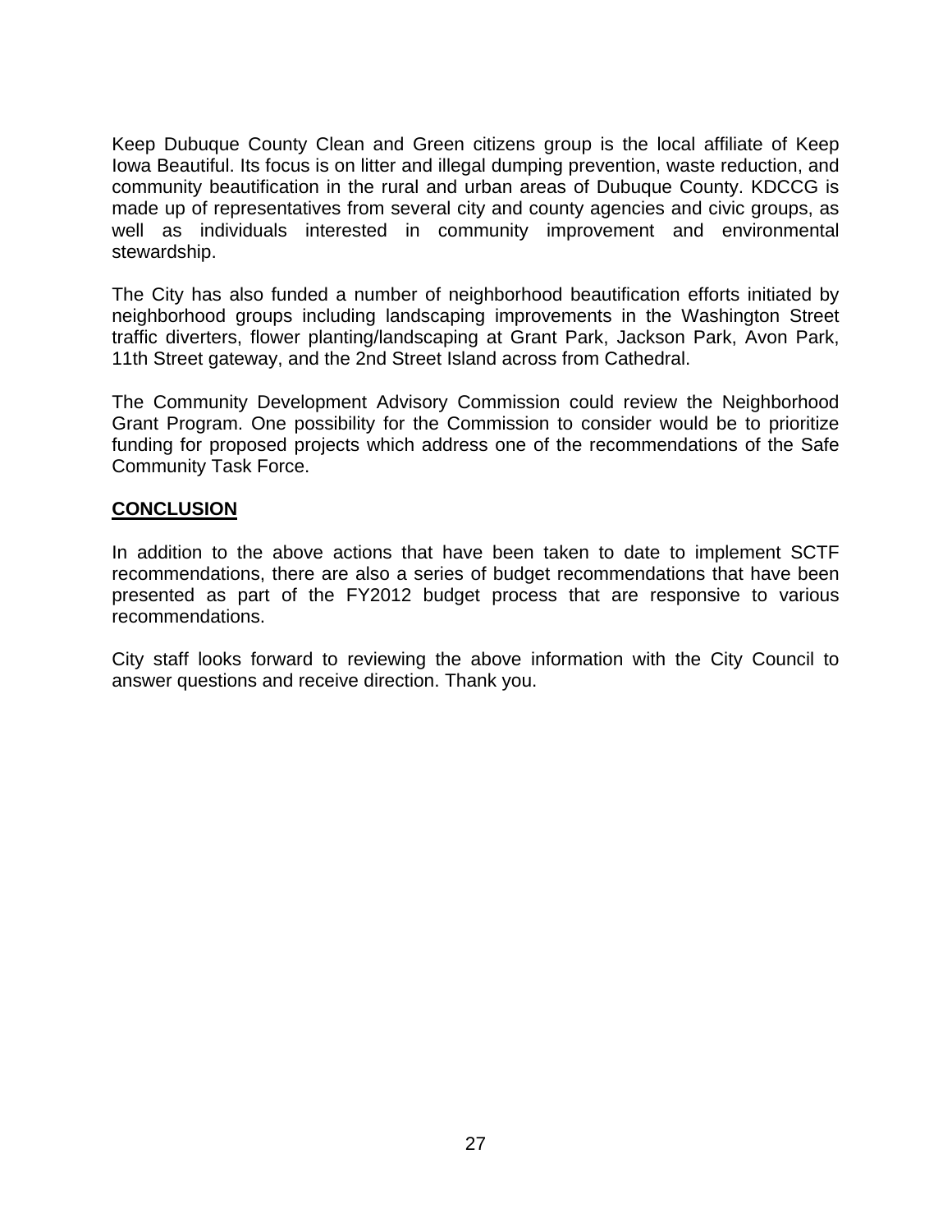Keep Dubuque County Clean and Green citizens group is the local affiliate of Keep Iowa Beautiful. Its focus is on litter and illegal dumping prevention, waste reduction, and community beautification in the rural and urban areas of Dubuque County. KDCCG is made up of representatives from several city and county agencies and civic groups, as well as individuals interested in community improvement and environmental stewardship.

The City has also funded a number of neighborhood beautification efforts initiated by neighborhood groups including landscaping improvements in the Washington Street traffic diverters, flower planting/landscaping at Grant Park, Jackson Park, Avon Park, 11th Street gateway, and the 2nd Street Island across from Cathedral.

The Community Development Advisory Commission could review the Neighborhood Grant Program. One possibility for the Commission to consider would be to prioritize funding for proposed projects which address one of the recommendations of the Safe Community Task Force.

## CONCLUSION

In addition to the above actions that have been taken to date to implement SCTF recommendations, there are also a series of budget recommendations that have been presented as part of the FY2012 budget process that are responsive to various recommendations.

City staff looks forward to reviewing the above information with the City Council to answer questions and receive direction. Thank you.